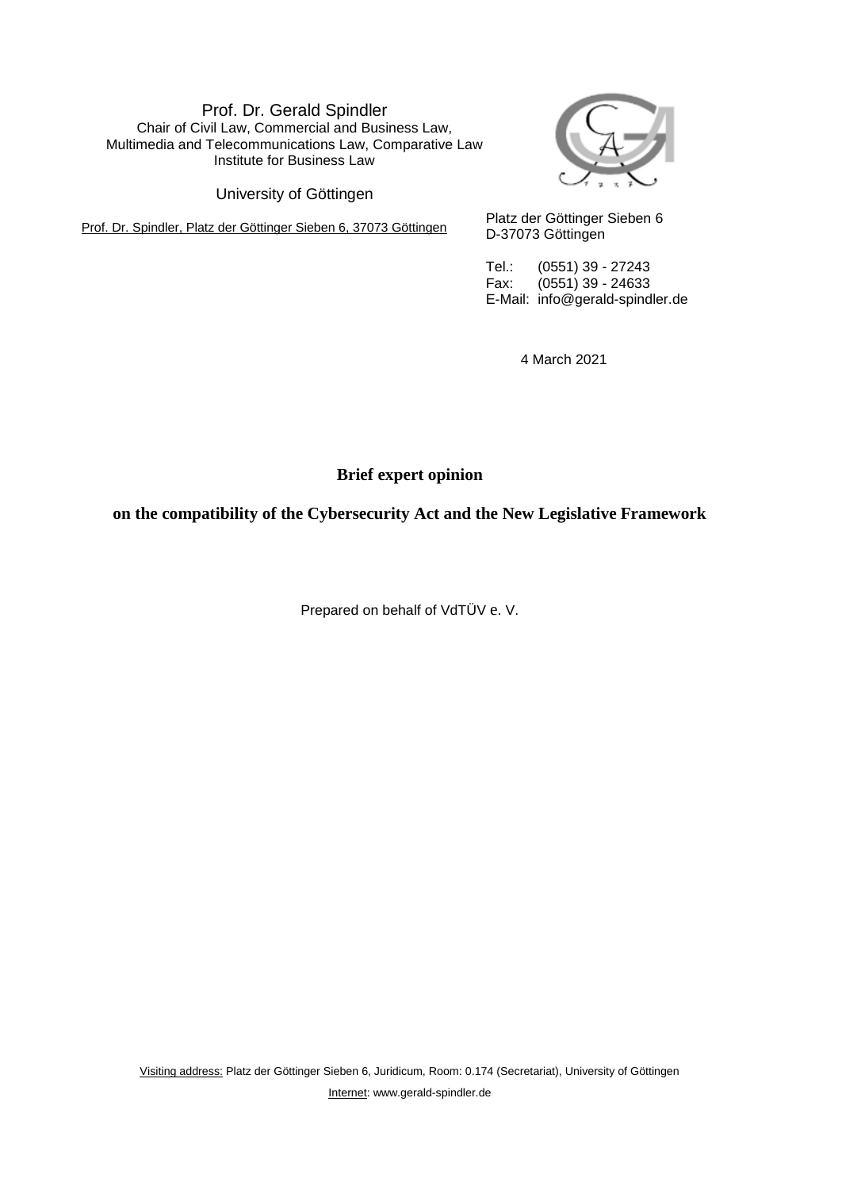Prof. Dr. Gerald Spindler
Chair of Civil Law, Commercial and Business Law,
Multimedia and Telecommunications Law, Comparative Law
Institute for Business Law

University of Göttingen

Prof. Dr. Spindler, Platz der Göttinger Sieben 6, 37073 Göttingen

Platz der Göttinger Sieben 6
D-37073 Göttingen

Tel.: (0551) 39 - 27243
Fax: (0551) 39 - 24633
E-Mail: info@gerald-spindler.de

4 March 2021

# Brief expert opinion

## on the compatibility of the Cybersecurity Act and the New Legislative Framework

Prepared on behalf of VdTÜV e. V.

Visiting address: Platz der Göttinger Sieben 6, Juridicum, Room: 0.174 (Secretariat), University of Göttingen

Internet: www.gerald-spindler.de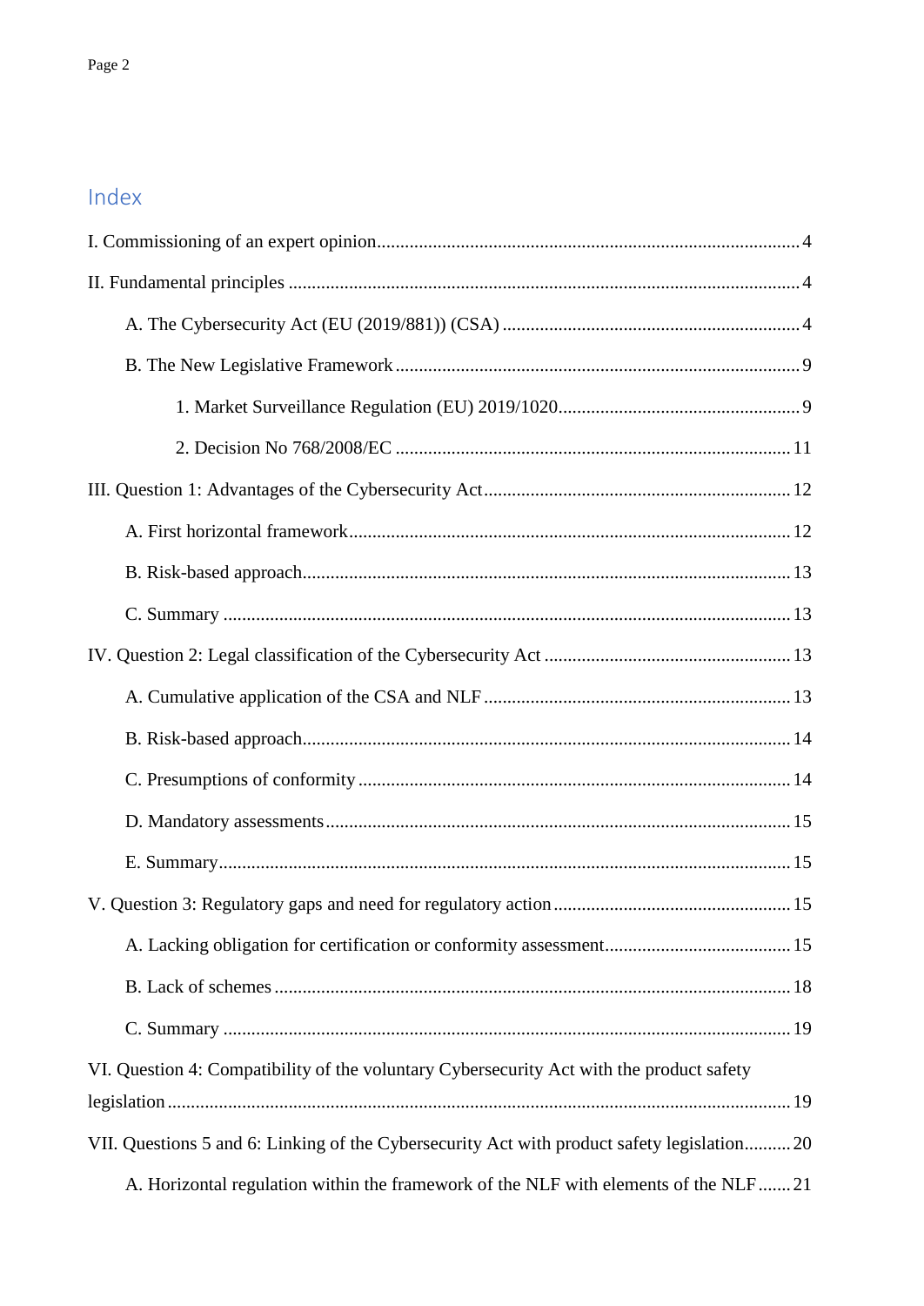## Index

I. Commissioning of an expert opinion .......... 4

II. Fundamental principles .......... 4

- A. The Cybersecurity Act (EU (2019/881)) (CSA) .......... 4
- B. The New Legislative Framework .......... 9
  - 1. Market Surveillance Regulation (EU) 2019/1020 .......... 9
  - 2. Decision No 768/2008/EC .......... 11

III. Question 1: Advantages of the Cybersecurity Act .......... 12

- A. First horizontal framework .......... 12
- B. Risk-based approach .......... 13
- C. Summary .......... 13

IV. Question 2: Legal classification of the Cybersecurity Act .......... 13

- A. Cumulative application of the CSA and NLF .......... 13
- B. Risk-based approach .......... 14
- C. Presumptions of conformity .......... 14
- D. Mandatory assessments .......... 15
- E. Summary .......... 15

V. Question 3: Regulatory gaps and need for regulatory action .......... 15

- A. Lacking obligation for certification or conformity assessment .......... 15
- B. Lack of schemes .......... 18
- C. Summary .......... 19

VI. Question 4: Compatibility of the voluntary Cybersecurity Act with the product safety legislation .......... 19

VII. Questions 5 and 6: Linking of the Cybersecurity Act with product safety legislation .......... 20

- A. Horizontal regulation within the framework of the NLF with elements of the NLF .......... 21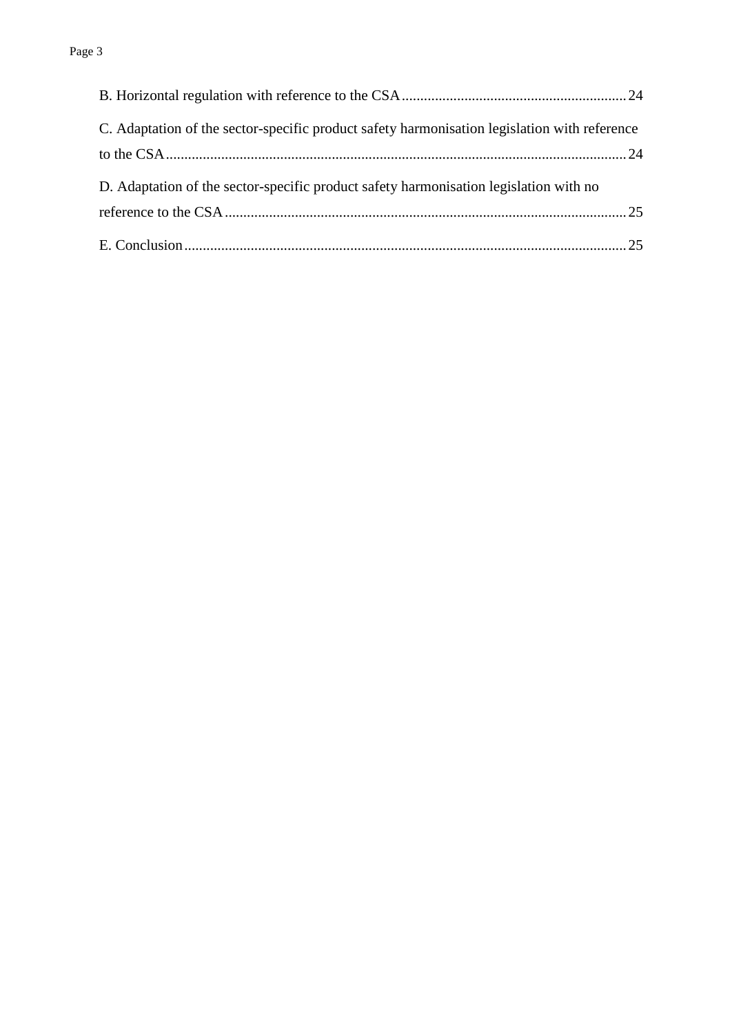B. Horizontal regulation with reference to the CSA ............................................................ 24

C. Adaptation of the sector-specific product safety harmonisation legislation with reference to the CSA ............................................................................................................................ 24

D. Adaptation of the sector-specific product safety harmonisation legislation with no reference to the CSA ............................................................................................................ 25

E. Conclusion ....................................................................................................................... 25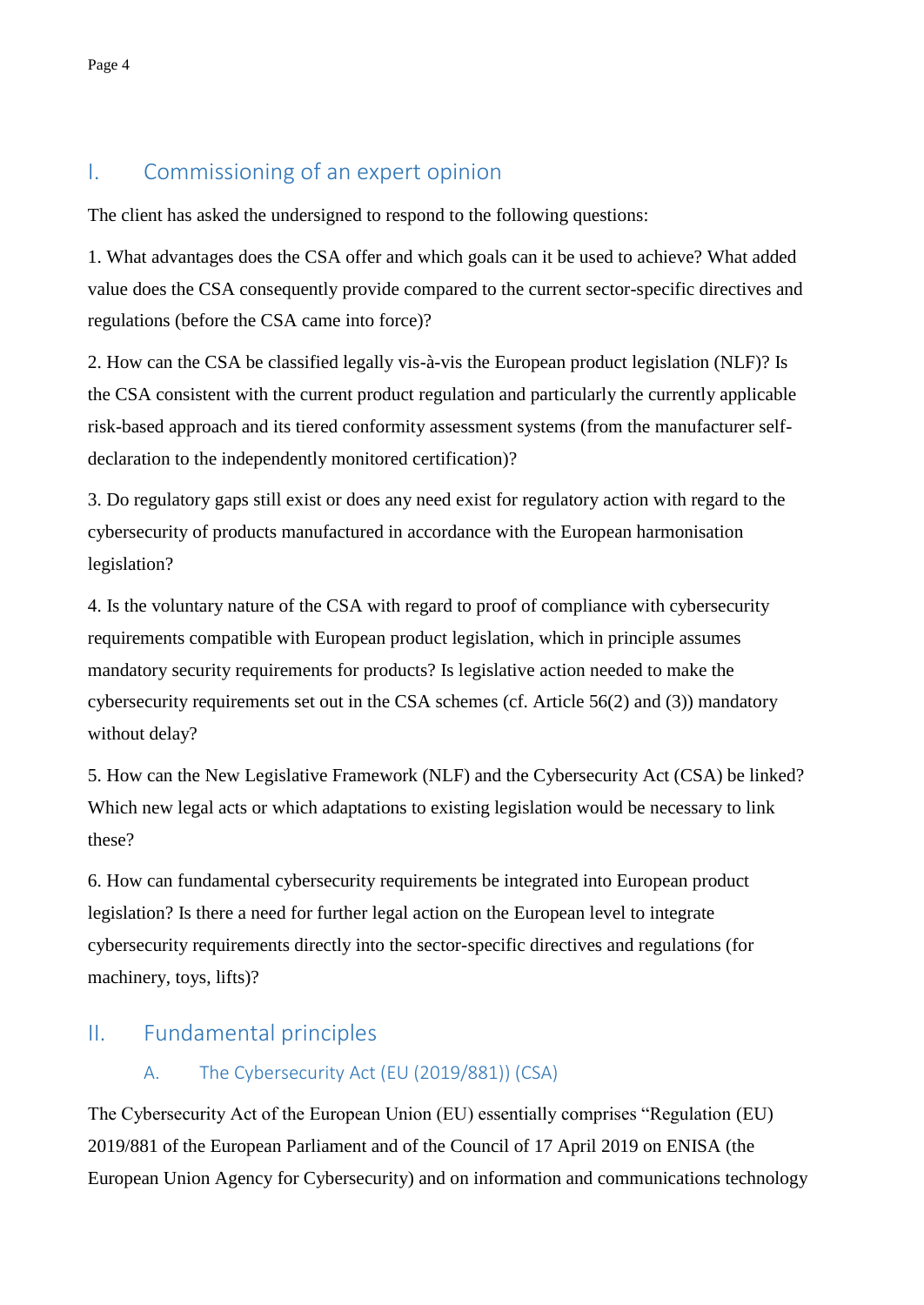## I. Commissioning of an expert opinion

The client has asked the undersigned to respond to the following questions:

1. What advantages does the CSA offer and which goals can it be used to achieve? What added value does the CSA consequently provide compared to the current sector-specific directives and regulations (before the CSA came into force)?

2. How can the CSA be classified legally vis-à-vis the European product legislation (NLF)? Is the CSA consistent with the current product regulation and particularly the currently applicable risk-based approach and its tiered conformity assessment systems (from the manufacturer self-declaration to the independently monitored certification)?

3. Do regulatory gaps still exist or does any need exist for regulatory action with regard to the cybersecurity of products manufactured in accordance with the European harmonisation legislation?

4. Is the voluntary nature of the CSA with regard to proof of compliance with cybersecurity requirements compatible with European product legislation, which in principle assumes mandatory security requirements for products? Is legislative action needed to make the cybersecurity requirements set out in the CSA schemes (cf. Article 56(2) and (3)) mandatory without delay?

5. How can the New Legislative Framework (NLF) and the Cybersecurity Act (CSA) be linked? Which new legal acts or which adaptations to existing legislation would be necessary to link these?

6. How can fundamental cybersecurity requirements be integrated into European product legislation? Is there a need for further legal action on the European level to integrate cybersecurity requirements directly into the sector-specific directives and regulations (for machinery, toys, lifts)?

## II. Fundamental principles

### A. The Cybersecurity Act (EU (2019/881)) (CSA)

The Cybersecurity Act of the European Union (EU) essentially comprises "Regulation (EU) 2019/881 of the European Parliament and of the Council of 17 April 2019 on ENISA (the European Union Agency for Cybersecurity) and on information and communications technology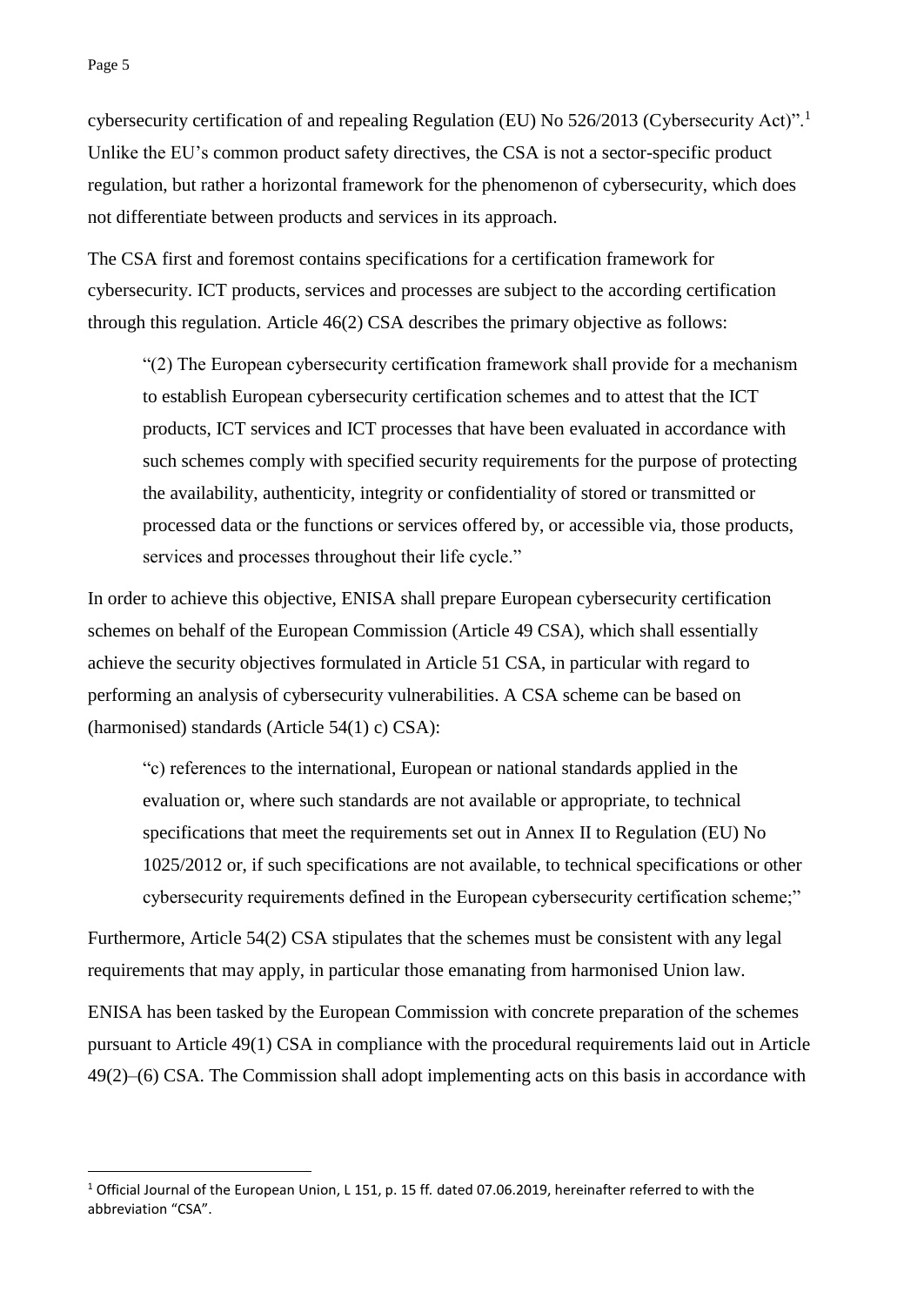cybersecurity certification of and repealing Regulation (EU) No 526/2013 (Cybersecurity Act)".[1] Unlike the EU's common product safety directives, the CSA is not a sector-specific product regulation, but rather a horizontal framework for the phenomenon of cybersecurity, which does not differentiate between products and services in its approach.

The CSA first and foremost contains specifications for a certification framework for cybersecurity. ICT products, services and processes are subject to the according certification through this regulation. Article 46(2) CSA describes the primary objective as follows:

> "(2) The European cybersecurity certification framework shall provide for a mechanism to establish European cybersecurity certification schemes and to attest that the ICT products, ICT services and ICT processes that have been evaluated in accordance with such schemes comply with specified security requirements for the purpose of protecting the availability, authenticity, integrity or confidentiality of stored or transmitted or processed data or the functions or services offered by, or accessible via, those products, services and processes throughout their life cycle."

In order to achieve this objective, ENISA shall prepare European cybersecurity certification schemes on behalf of the European Commission (Article 49 CSA), which shall essentially achieve the security objectives formulated in Article 51 CSA, in particular with regard to performing an analysis of cybersecurity vulnerabilities. A CSA scheme can be based on (harmonised) standards (Article 54(1) c) CSA):

> "c) references to the international, European or national standards applied in the evaluation or, where such standards are not available or appropriate, to technical specifications that meet the requirements set out in Annex II to Regulation (EU) No 1025/2012 or, if such specifications are not available, to technical specifications or other cybersecurity requirements defined in the European cybersecurity certification scheme;"

Furthermore, Article 54(2) CSA stipulates that the schemes must be consistent with any legal requirements that may apply, in particular those emanating from harmonised Union law.

ENISA has been tasked by the European Commission with concrete preparation of the schemes pursuant to Article 49(1) CSA in compliance with the procedural requirements laid out in Article 49(2)–(6) CSA. The Commission shall adopt implementing acts on this basis in accordance with

---

[1] Official Journal of the European Union, L 151, p. 15 ff. dated 07.06.2019, hereinafter referred to with the abbreviation "CSA".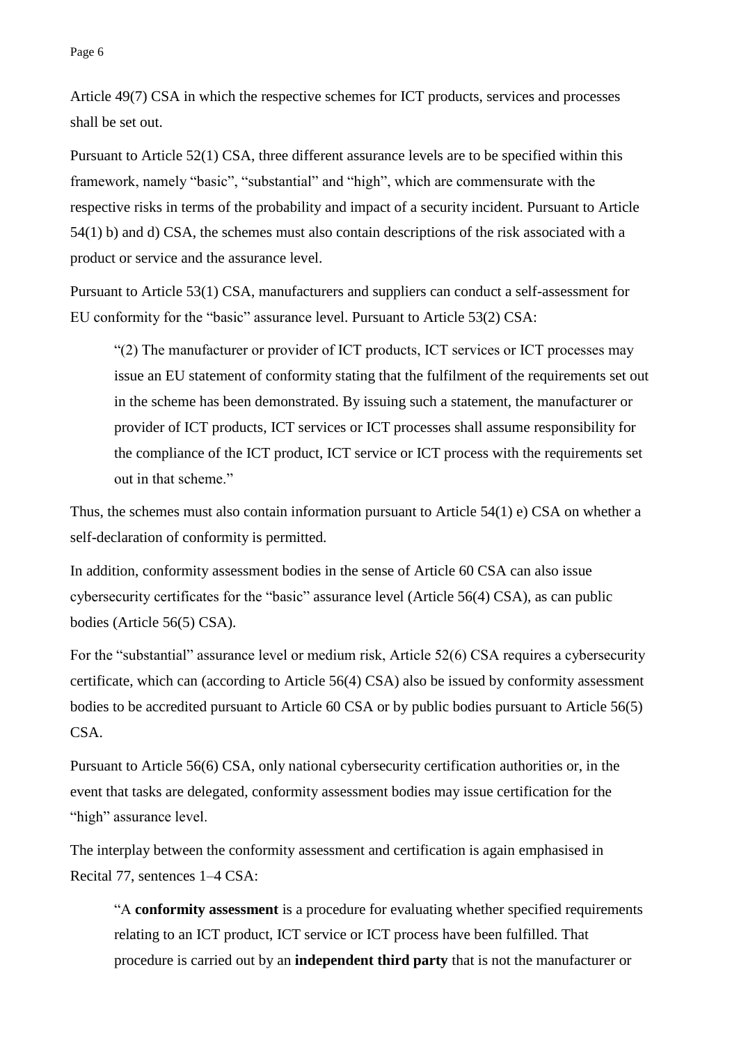Article 49(7) CSA in which the respective schemes for ICT products, services and processes shall be set out.

Pursuant to Article 52(1) CSA, three different assurance levels are to be specified within this framework, namely "basic", "substantial" and "high", which are commensurate with the respective risks in terms of the probability and impact of a security incident. Pursuant to Article 54(1) b) and d) CSA, the schemes must also contain descriptions of the risk associated with a product or service and the assurance level.

Pursuant to Article 53(1) CSA, manufacturers and suppliers can conduct a self-assessment for EU conformity for the "basic" assurance level. Pursuant to Article 53(2) CSA:

> "(2) The manufacturer or provider of ICT products, ICT services or ICT processes may issue an EU statement of conformity stating that the fulfilment of the requirements set out in the scheme has been demonstrated. By issuing such a statement, the manufacturer or provider of ICT products, ICT services or ICT processes shall assume responsibility for the compliance of the ICT product, ICT service or ICT process with the requirements set out in that scheme."

Thus, the schemes must also contain information pursuant to Article 54(1) e) CSA on whether a self-declaration of conformity is permitted.

In addition, conformity assessment bodies in the sense of Article 60 CSA can also issue cybersecurity certificates for the "basic" assurance level (Article 56(4) CSA), as can public bodies (Article 56(5) CSA).

For the "substantial" assurance level or medium risk, Article 52(6) CSA requires a cybersecurity certificate, which can (according to Article 56(4) CSA) also be issued by conformity assessment bodies to be accredited pursuant to Article 60 CSA or by public bodies pursuant to Article 56(5) CSA.

Pursuant to Article 56(6) CSA, only national cybersecurity certification authorities or, in the event that tasks are delegated, conformity assessment bodies may issue certification for the "high" assurance level.

The interplay between the conformity assessment and certification is again emphasised in Recital 77, sentences 1–4 CSA:

> "A **conformity assessment** is a procedure for evaluating whether specified requirements relating to an ICT product, ICT service or ICT process have been fulfilled. That procedure is carried out by an **independent third party** that is not the manufacturer or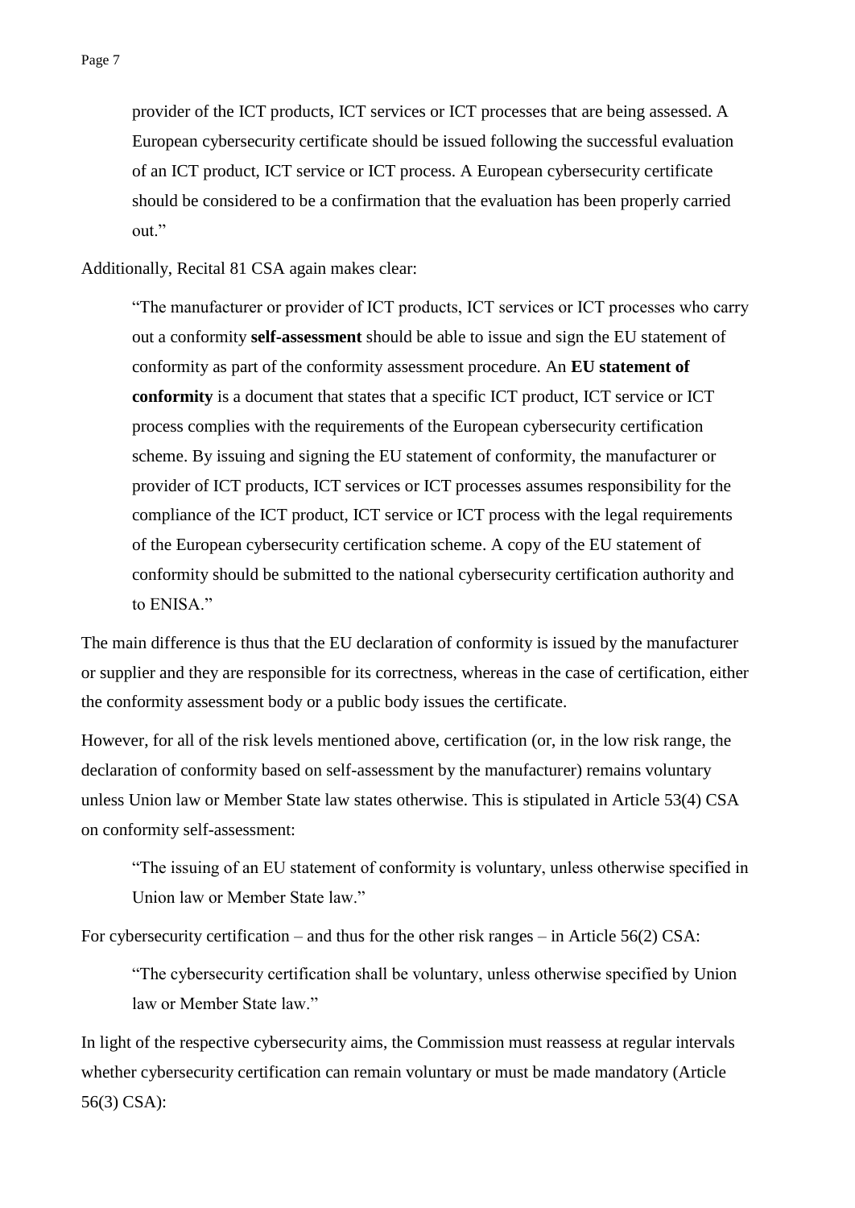> provider of the ICT products, ICT services or ICT processes that are being assessed. A European cybersecurity certificate should be issued following the successful evaluation of an ICT product, ICT service or ICT process. A European cybersecurity certificate should be considered to be a confirmation that the evaluation has been properly carried out."

Additionally, Recital 81 CSA again makes clear:

> "The manufacturer or provider of ICT products, ICT services or ICT processes who carry out a conformity **self-assessment** should be able to issue and sign the EU statement of conformity as part of the conformity assessment procedure. An **EU statement of conformity** is a document that states that a specific ICT product, ICT service or ICT process complies with the requirements of the European cybersecurity certification scheme. By issuing and signing the EU statement of conformity, the manufacturer or provider of ICT products, ICT services or ICT processes assumes responsibility for the compliance of the ICT product, ICT service or ICT process with the legal requirements of the European cybersecurity certification scheme. A copy of the EU statement of conformity should be submitted to the national cybersecurity certification authority and to ENISA."

The main difference is thus that the EU declaration of conformity is issued by the manufacturer or supplier and they are responsible for its correctness, whereas in the case of certification, either the conformity assessment body or a public body issues the certificate.

However, for all of the risk levels mentioned above, certification (or, in the low risk range, the declaration of conformity based on self-assessment by the manufacturer) remains voluntary unless Union law or Member State law states otherwise. This is stipulated in Article 53(4) CSA on conformity self-assessment:

> "The issuing of an EU statement of conformity is voluntary, unless otherwise specified in Union law or Member State law."

For cybersecurity certification – and thus for the other risk ranges – in Article 56(2) CSA:

> "The cybersecurity certification shall be voluntary, unless otherwise specified by Union law or Member State law."

In light of the respective cybersecurity aims, the Commission must reassess at regular intervals whether cybersecurity certification can remain voluntary or must be made mandatory (Article 56(3) CSA):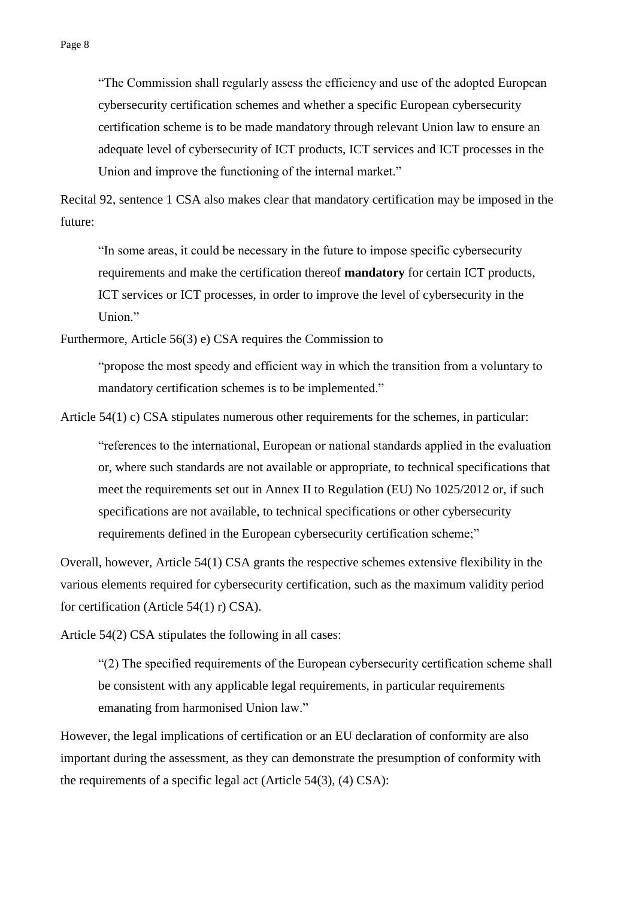> "The Commission shall regularly assess the efficiency and use of the adopted European cybersecurity certification schemes and whether a specific European cybersecurity certification scheme is to be made mandatory through relevant Union law to ensure an adequate level of cybersecurity of ICT products, ICT services and ICT processes in the Union and improve the functioning of the internal market."

Recital 92, sentence 1 CSA also makes clear that mandatory certification may be imposed in the future:

> "In some areas, it could be necessary in the future to impose specific cybersecurity requirements and make the certification thereof **mandatory** for certain ICT products, ICT services or ICT processes, in order to improve the level of cybersecurity in the Union."

Furthermore, Article 56(3) e) CSA requires the Commission to

> "propose the most speedy and efficient way in which the transition from a voluntary to mandatory certification schemes is to be implemented."

Article 54(1) c) CSA stipulates numerous other requirements for the schemes, in particular:

> "references to the international, European or national standards applied in the evaluation or, where such standards are not available or appropriate, to technical specifications that meet the requirements set out in Annex II to Regulation (EU) No 1025/2012 or, if such specifications are not available, to technical specifications or other cybersecurity requirements defined in the European cybersecurity certification scheme;"

Overall, however, Article 54(1) CSA grants the respective schemes extensive flexibility in the various elements required for cybersecurity certification, such as the maximum validity period for certification (Article 54(1) r) CSA).

Article 54(2) CSA stipulates the following in all cases:

> "(2) The specified requirements of the European cybersecurity certification scheme shall be consistent with any applicable legal requirements, in particular requirements emanating from harmonised Union law."

However, the legal implications of certification or an EU declaration of conformity are also important during the assessment, as they can demonstrate the presumption of conformity with the requirements of a specific legal act (Article 54(3), (4) CSA):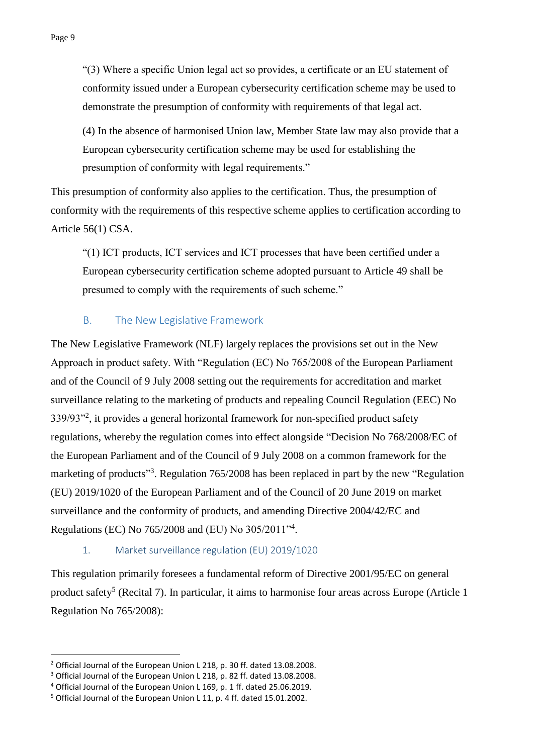> "(3) Where a specific Union legal act so provides, a certificate or an EU statement of conformity issued under a European cybersecurity certification scheme may be used to demonstrate the presumption of conformity with requirements of that legal act.
>
> (4) In the absence of harmonised Union law, Member State law may also provide that a European cybersecurity certification scheme may be used for establishing the presumption of conformity with legal requirements."

This presumption of conformity also applies to the certification. Thus, the presumption of conformity with the requirements of this respective scheme applies to certification according to Article 56(1) CSA.

> "(1) ICT products, ICT services and ICT processes that have been certified under a European cybersecurity certification scheme adopted pursuant to Article 49 shall be presumed to comply with the requirements of such scheme."

## B. The New Legislative Framework

The New Legislative Framework (NLF) largely replaces the provisions set out in the New Approach in product safety. With "Regulation (EC) No 765/2008 of the European Parliament and of the Council of 9 July 2008 setting out the requirements for accreditation and market surveillance relating to the marketing of products and repealing Council Regulation (EEC) No 339/93"[2], it provides a general horizontal framework for non-specified product safety regulations, whereby the regulation comes into effect alongside "Decision No 768/2008/EC of the European Parliament and of the Council of 9 July 2008 on a common framework for the marketing of products"[3]. Regulation 765/2008 has been replaced in part by the new "Regulation (EU) 2019/1020 of the European Parliament and of the Council of 20 June 2019 on market surveillance and the conformity of products, and amending Directive 2004/42/EC and Regulations (EC) No 765/2008 and (EU) No 305/2011"[4].

### 1. Market surveillance regulation (EU) 2019/1020

This regulation primarily foresees a fundamental reform of Directive 2001/95/EC on general product safety[5] (Recital 7). In particular, it aims to harmonise four areas across Europe (Article 1 Regulation No 765/2008):

---

[2] Official Journal of the European Union L 218, p. 30 ff. dated 13.08.2008.

[3] Official Journal of the European Union L 218, p. 82 ff. dated 13.08.2008.

[4] Official Journal of the European Union L 169, p. 1 ff. dated 25.06.2019.

[5] Official Journal of the European Union L 11, p. 4 ff. dated 15.01.2002.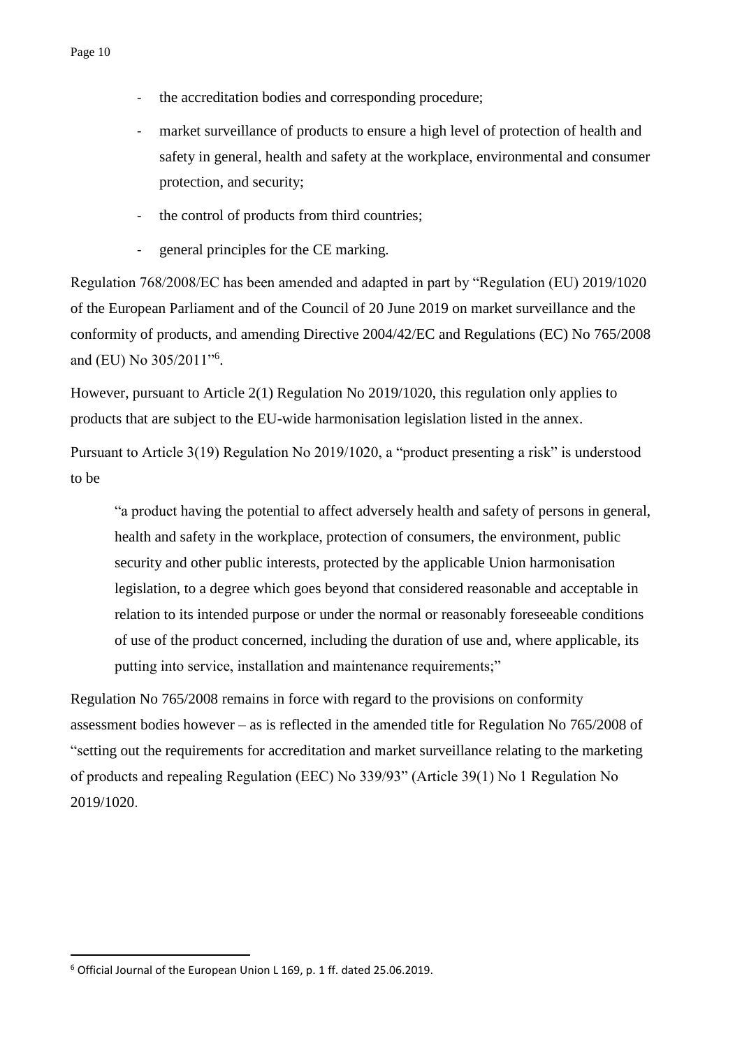- the accreditation bodies and corresponding procedure;
- market surveillance of products to ensure a high level of protection of health and safety in general, health and safety at the workplace, environmental and consumer protection, and security;
- the control of products from third countries;
- general principles for the CE marking.

Regulation 768/2008/EC has been amended and adapted in part by "Regulation (EU) 2019/1020 of the European Parliament and of the Council of 20 June 2019 on market surveillance and the conformity of products, and amending Directive 2004/42/EC and Regulations (EC) No 765/2008 and (EU) No 305/2011"[6].

However, pursuant to Article 2(1) Regulation No 2019/1020, this regulation only applies to products that are subject to the EU-wide harmonisation legislation listed in the annex.

Pursuant to Article 3(19) Regulation No 2019/1020, a "product presenting a risk" is understood to be

> "a product having the potential to affect adversely health and safety of persons in general, health and safety in the workplace, protection of consumers, the environment, public security and other public interests, protected by the applicable Union harmonisation legislation, to a degree which goes beyond that considered reasonable and acceptable in relation to its intended purpose or under the normal or reasonably foreseeable conditions of use of the product concerned, including the duration of use and, where applicable, its putting into service, installation and maintenance requirements;"

Regulation No 765/2008 remains in force with regard to the provisions on conformity assessment bodies however – as is reflected in the amended title for Regulation No 765/2008 of "setting out the requirements for accreditation and market surveillance relating to the marketing of products and repealing Regulation (EEC) No 339/93" (Article 39(1) No 1 Regulation No 2019/1020.

---

[6] Official Journal of the European Union L 169, p. 1 ff. dated 25.06.2019.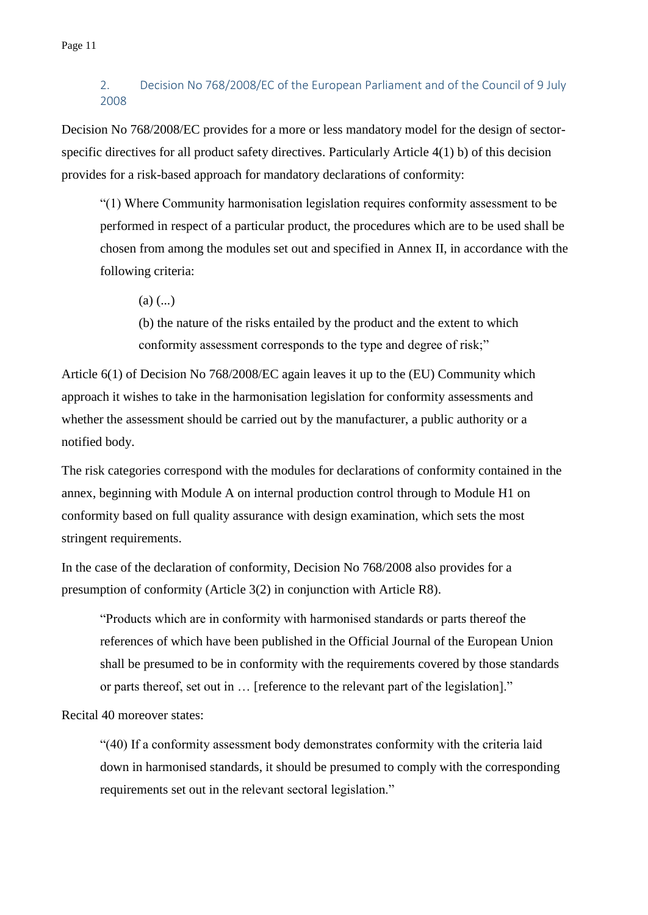## 2. Decision No 768/2008/EC of the European Parliament and of the Council of 9 July 2008

Decision No 768/2008/EC provides for a more or less mandatory model for the design of sector-specific directives for all product safety directives. Particularly Article 4(1) b) of this decision provides for a risk-based approach for mandatory declarations of conformity:

> "(1) Where Community harmonisation legislation requires conformity assessment to be performed in respect of a particular product, the procedures which are to be used shall be chosen from among the modules set out and specified in Annex II, in accordance with the following criteria:
>
> > (a) (...)
> >
> > (b) the nature of the risks entailed by the product and the extent to which conformity assessment corresponds to the type and degree of risk;"

Article 6(1) of Decision No 768/2008/EC again leaves it up to the (EU) Community which approach it wishes to take in the harmonisation legislation for conformity assessments and whether the assessment should be carried out by the manufacturer, a public authority or a notified body.

The risk categories correspond with the modules for declarations of conformity contained in the annex, beginning with Module A on internal production control through to Module H1 on conformity based on full quality assurance with design examination, which sets the most stringent requirements.

In the case of the declaration of conformity, Decision No 768/2008 also provides for a presumption of conformity (Article 3(2) in conjunction with Article R8).

> "Products which are in conformity with harmonised standards or parts thereof the references of which have been published in the Official Journal of the European Union shall be presumed to be in conformity with the requirements covered by those standards or parts thereof, set out in … [reference to the relevant part of the legislation]."

Recital 40 moreover states:

> "(40) If a conformity assessment body demonstrates conformity with the criteria laid down in harmonised standards, it should be presumed to comply with the corresponding requirements set out in the relevant sectoral legislation."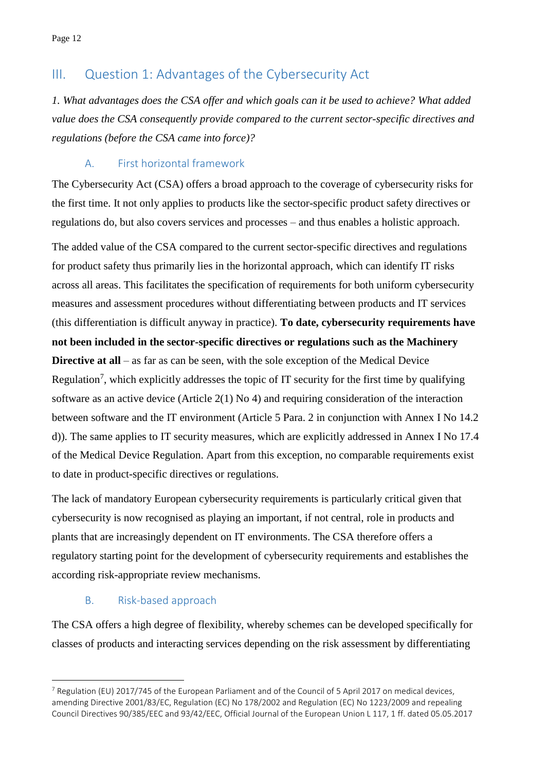## III. Question 1: Advantages of the Cybersecurity Act

*1. What advantages does the CSA offer and which goals can it be used to achieve? What added value does the CSA consequently provide compared to the current sector-specific directives and regulations (before the CSA came into force)?*

### A. First horizontal framework

The Cybersecurity Act (CSA) offers a broad approach to the coverage of cybersecurity risks for the first time. It not only applies to products like the sector-specific product safety directives or regulations do, but also covers services and processes – and thus enables a holistic approach.

The added value of the CSA compared to the current sector-specific directives and regulations for product safety thus primarily lies in the horizontal approach, which can identify IT risks across all areas. This facilitates the specification of requirements for both uniform cybersecurity measures and assessment procedures without differentiating between products and IT services (this differentiation is difficult anyway in practice). **To date, cybersecurity requirements have not been included in the sector-specific directives or regulations such as the Machinery Directive at all** – as far as can be seen, with the sole exception of the Medical Device Regulation[7], which explicitly addresses the topic of IT security for the first time by qualifying software as an active device (Article 2(1) No 4) and requiring consideration of the interaction between software and the IT environment (Article 5 Para. 2 in conjunction with Annex I No 14.2 d)). The same applies to IT security measures, which are explicitly addressed in Annex I No 17.4 of the Medical Device Regulation. Apart from this exception, no comparable requirements exist to date in product-specific directives or regulations.

The lack of mandatory European cybersecurity requirements is particularly critical given that cybersecurity is now recognised as playing an important, if not central, role in products and plants that are increasingly dependent on IT environments. The CSA therefore offers a regulatory starting point for the development of cybersecurity requirements and establishes the according risk-appropriate review mechanisms.

### B. Risk-based approach

The CSA offers a high degree of flexibility, whereby schemes can be developed specifically for classes of products and interacting services depending on the risk assessment by differentiating

---

[7] Regulation (EU) 2017/745 of the European Parliament and of the Council of 5 April 2017 on medical devices, amending Directive 2001/83/EC, Regulation (EC) No 178/2002 and Regulation (EC) No 1223/2009 and repealing Council Directives 90/385/EEC and 93/42/EEC, Official Journal of the European Union L 117, 1 ff. dated 05.05.2017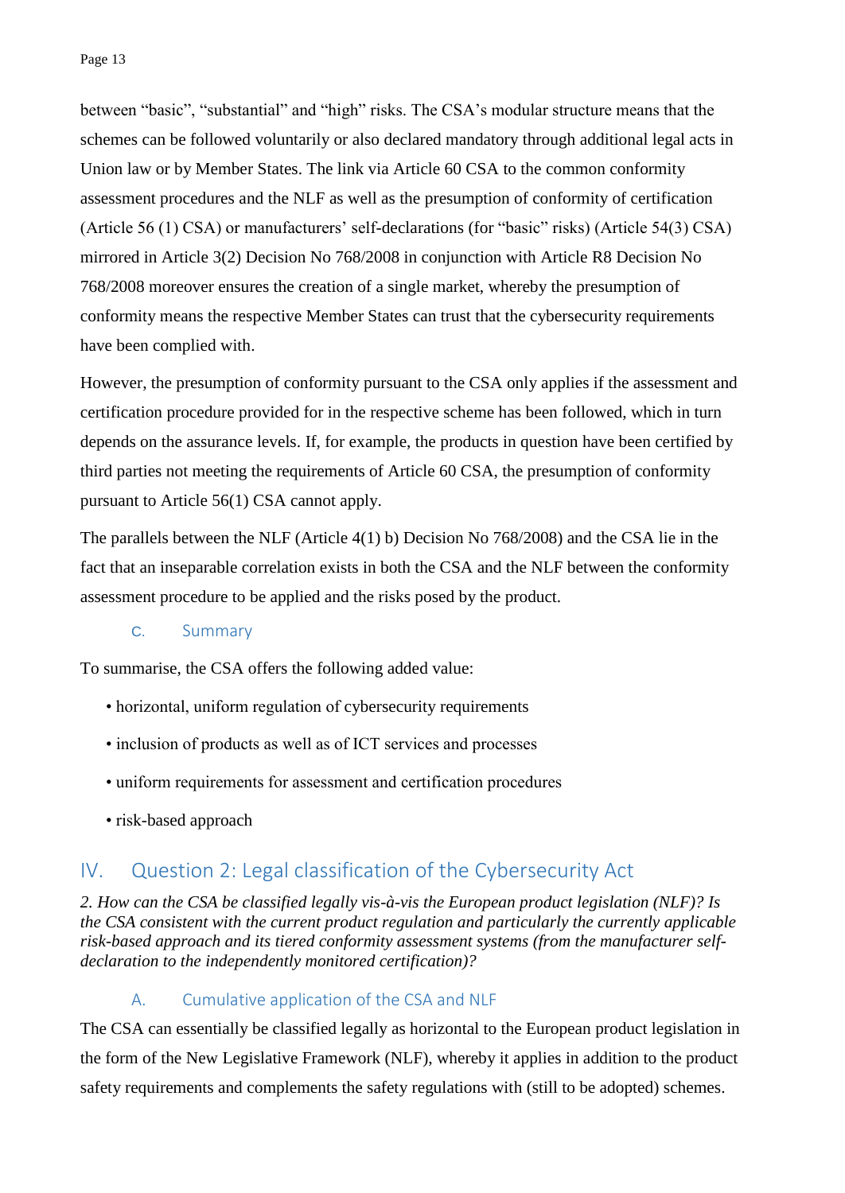between “basic”, “substantial” and “high” risks. The CSA’s modular structure means that the schemes can be followed voluntarily or also declared mandatory through additional legal acts in Union law or by Member States. The link via Article 60 CSA to the common conformity assessment procedures and the NLF as well as the presumption of conformity of certification (Article 56 (1) CSA) or manufacturers’ self-declarations (for “basic” risks) (Article 54(3) CSA) mirrored in Article 3(2) Decision No 768/2008 in conjunction with Article R8 Decision No 768/2008 moreover ensures the creation of a single market, whereby the presumption of conformity means the respective Member States can trust that the cybersecurity requirements have been complied with.

However, the presumption of conformity pursuant to the CSA only applies if the assessment and certification procedure provided for in the respective scheme has been followed, which in turn depends on the assurance levels. If, for example, the products in question have been certified by third parties not meeting the requirements of Article 60 CSA, the presumption of conformity pursuant to Article 56(1) CSA cannot apply.

The parallels between the NLF (Article 4(1) b) Decision No 768/2008) and the CSA lie in the fact that an inseparable correlation exists in both the CSA and the NLF between the conformity assessment procedure to be applied and the risks posed by the product.

### C. Summary

To summarise, the CSA offers the following added value:

- horizontal, uniform regulation of cybersecurity requirements
- inclusion of products as well as of ICT services and processes
- uniform requirements for assessment and certification procedures
- risk-based approach

## IV. Question 2: Legal classification of the Cybersecurity Act

*2. How can the CSA be classified legally vis-à-vis the European product legislation (NLF)? Is the CSA consistent with the current product regulation and particularly the currently applicable risk-based approach and its tiered conformity assessment systems (from the manufacturer self-declaration to the independently monitored certification)?*

### A. Cumulative application of the CSA and NLF

The CSA can essentially be classified legally as horizontal to the European product legislation in the form of the New Legislative Framework (NLF), whereby it applies in addition to the product safety requirements and complements the safety regulations with (still to be adopted) schemes.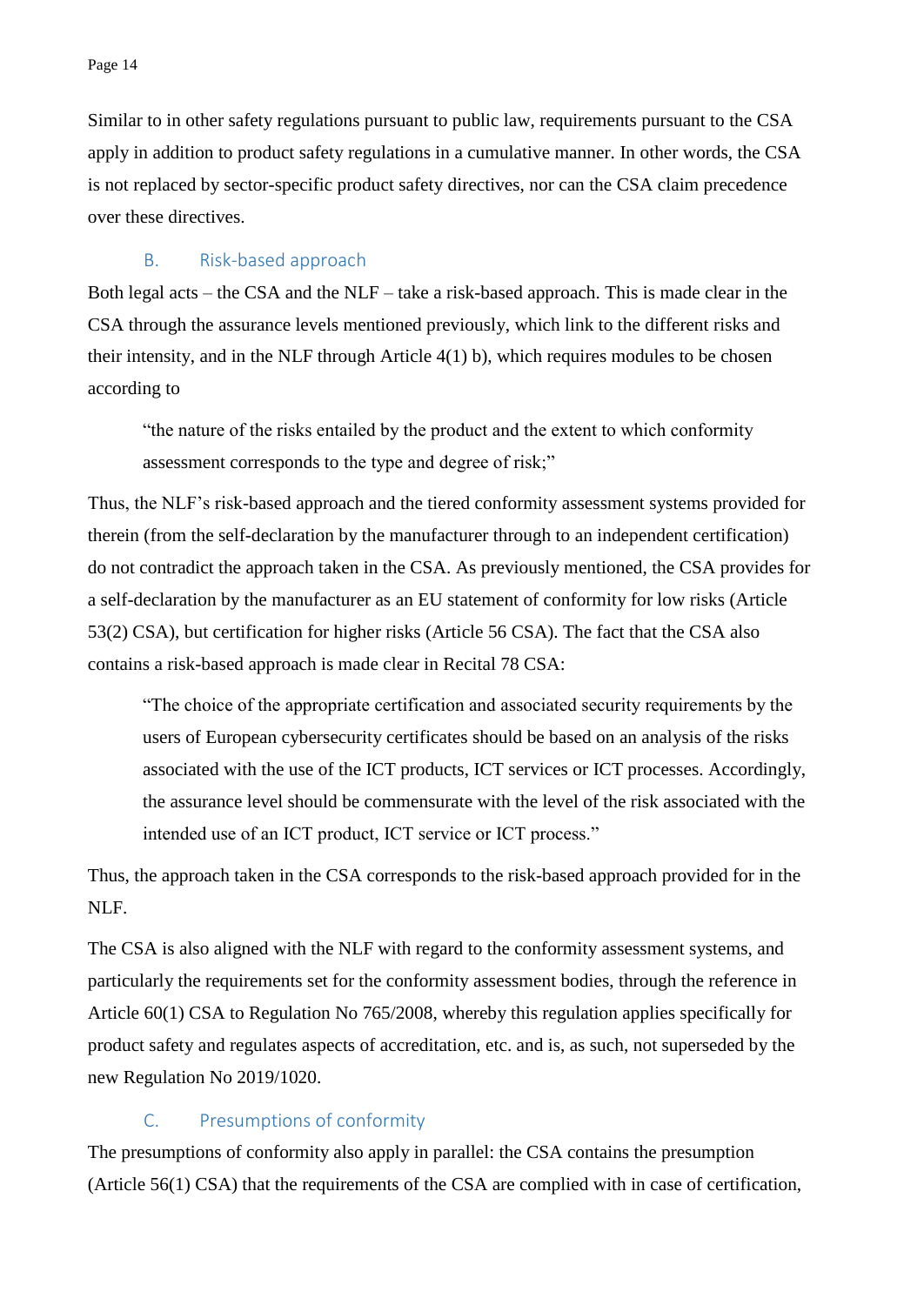Similar to in other safety regulations pursuant to public law, requirements pursuant to the CSA apply in addition to product safety regulations in a cumulative manner. In other words, the CSA is not replaced by sector-specific product safety directives, nor can the CSA claim precedence over these directives.

### B. Risk-based approach

Both legal acts – the CSA and the NLF – take a risk-based approach. This is made clear in the CSA through the assurance levels mentioned previously, which link to the different risks and their intensity, and in the NLF through Article 4(1) b), which requires modules to be chosen according to

> "the nature of the risks entailed by the product and the extent to which conformity assessment corresponds to the type and degree of risk;"

Thus, the NLF's risk-based approach and the tiered conformity assessment systems provided for therein (from the self-declaration by the manufacturer through to an independent certification) do not contradict the approach taken in the CSA. As previously mentioned, the CSA provides for a self-declaration by the manufacturer as an EU statement of conformity for low risks (Article 53(2) CSA), but certification for higher risks (Article 56 CSA). The fact that the CSA also contains a risk-based approach is made clear in Recital 78 CSA:

> "The choice of the appropriate certification and associated security requirements by the users of European cybersecurity certificates should be based on an analysis of the risks associated with the use of the ICT products, ICT services or ICT processes. Accordingly, the assurance level should be commensurate with the level of the risk associated with the intended use of an ICT product, ICT service or ICT process."

Thus, the approach taken in the CSA corresponds to the risk-based approach provided for in the NLF.

The CSA is also aligned with the NLF with regard to the conformity assessment systems, and particularly the requirements set for the conformity assessment bodies, through the reference in Article 60(1) CSA to Regulation No 765/2008, whereby this regulation applies specifically for product safety and regulates aspects of accreditation, etc. and is, as such, not superseded by the new Regulation No 2019/1020.

### C. Presumptions of conformity

The presumptions of conformity also apply in parallel: the CSA contains the presumption (Article 56(1) CSA) that the requirements of the CSA are complied with in case of certification,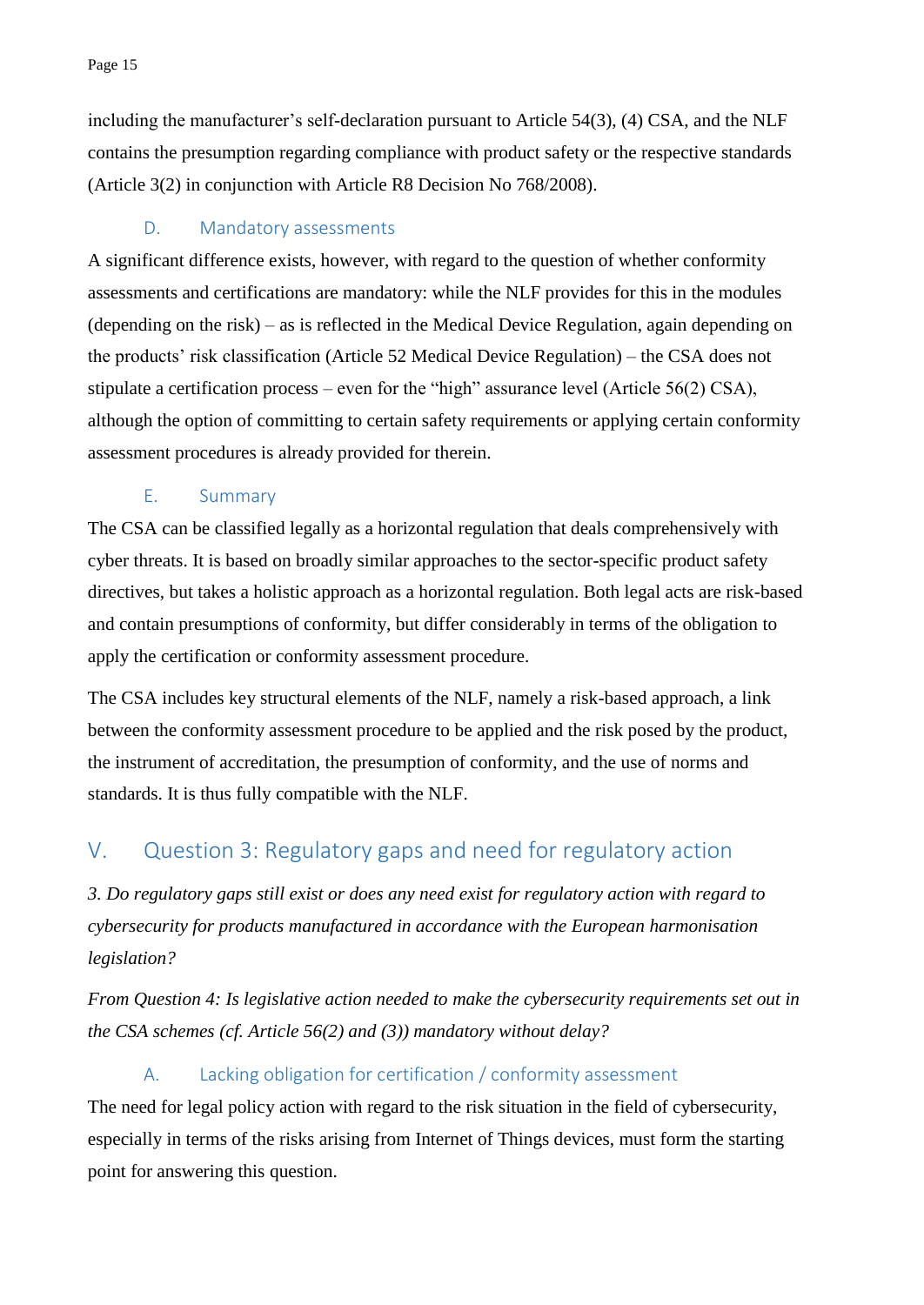including the manufacturer's self-declaration pursuant to Article 54(3), (4) CSA, and the NLF contains the presumption regarding compliance with product safety or the respective standards (Article 3(2) in conjunction with Article R8 Decision No 768/2008).

### D. Mandatory assessments

A significant difference exists, however, with regard to the question of whether conformity assessments and certifications are mandatory: while the NLF provides for this in the modules (depending on the risk) – as is reflected in the Medical Device Regulation, again depending on the products' risk classification (Article 52 Medical Device Regulation) – the CSA does not stipulate a certification process – even for the "high" assurance level (Article 56(2) CSA), although the option of committing to certain safety requirements or applying certain conformity assessment procedures is already provided for therein.

### E. Summary

The CSA can be classified legally as a horizontal regulation that deals comprehensively with cyber threats. It is based on broadly similar approaches to the sector-specific product safety directives, but takes a holistic approach as a horizontal regulation. Both legal acts are risk-based and contain presumptions of conformity, but differ considerably in terms of the obligation to apply the certification or conformity assessment procedure.

The CSA includes key structural elements of the NLF, namely a risk-based approach, a link between the conformity assessment procedure to be applied and the risk posed by the product, the instrument of accreditation, the presumption of conformity, and the use of norms and standards. It is thus fully compatible with the NLF.

## V. Question 3: Regulatory gaps and need for regulatory action

*3. Do regulatory gaps still exist or does any need exist for regulatory action with regard to cybersecurity for products manufactured in accordance with the European harmonisation legislation?*

*From Question 4: Is legislative action needed to make the cybersecurity requirements set out in the CSA schemes (cf. Article 56(2) and (3)) mandatory without delay?*

### A. Lacking obligation for certification / conformity assessment

The need for legal policy action with regard to the risk situation in the field of cybersecurity, especially in terms of the risks arising from Internet of Things devices, must form the starting point for answering this question.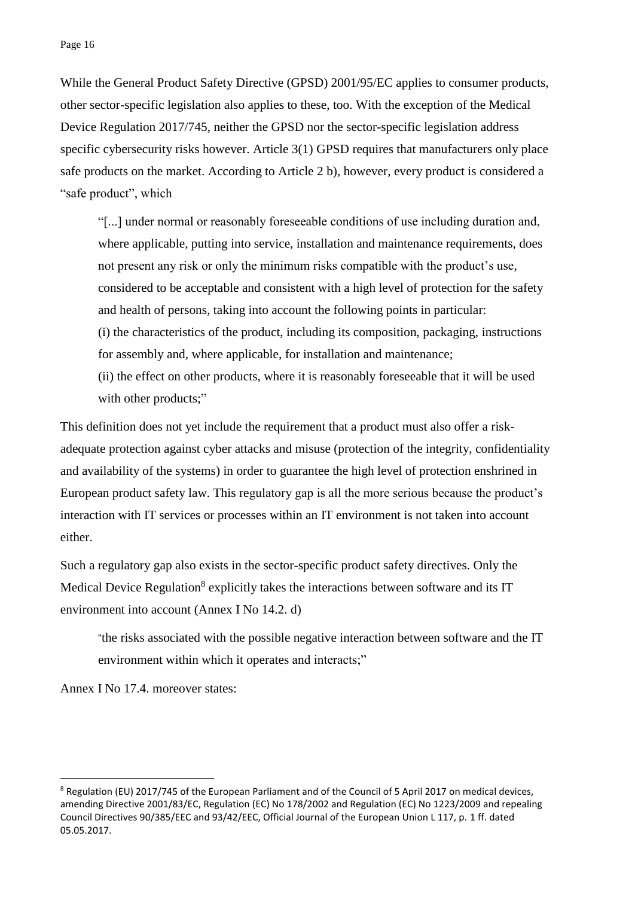While the General Product Safety Directive (GPSD) 2001/95/EC applies to consumer products, other sector-specific legislation also applies to these, too. With the exception of the Medical Device Regulation 2017/745, neither the GPSD nor the sector-specific legislation address specific cybersecurity risks however. Article 3(1) GPSD requires that manufacturers only place safe products on the market. According to Article 2 b), however, every product is considered a "safe product", which

> "[...] under normal or reasonably foreseeable conditions of use including duration and, where applicable, putting into service, installation and maintenance requirements, does not present any risk or only the minimum risks compatible with the product's use, considered to be acceptable and consistent with a high level of protection for the safety and health of persons, taking into account the following points in particular:
> (i) the characteristics of the product, including its composition, packaging, instructions for assembly and, where applicable, for installation and maintenance;
> (ii) the effect on other products, where it is reasonably foreseeable that it will be used with other products;"

This definition does not yet include the requirement that a product must also offer a risk-adequate protection against cyber attacks and misuse (protection of the integrity, confidentiality and availability of the systems) in order to guarantee the high level of protection enshrined in European product safety law. This regulatory gap is all the more serious because the product's interaction with IT services or processes within an IT environment is not taken into account either.

Such a regulatory gap also exists in the sector-specific product safety directives. Only the Medical Device Regulation[8] explicitly takes the interactions between software and its IT environment into account (Annex I No 14.2. d)

> "the risks associated with the possible negative interaction between software and the IT environment within which it operates and interacts;"

Annex I No 17.4. moreover states:

[8] Regulation (EU) 2017/745 of the European Parliament and of the Council of 5 April 2017 on medical devices, amending Directive 2001/83/EC, Regulation (EC) No 178/2002 and Regulation (EC) No 1223/2009 and repealing Council Directives 90/385/EEC and 93/42/EEC, Official Journal of the European Union L 117, p. 1 ff. dated 05.05.2017.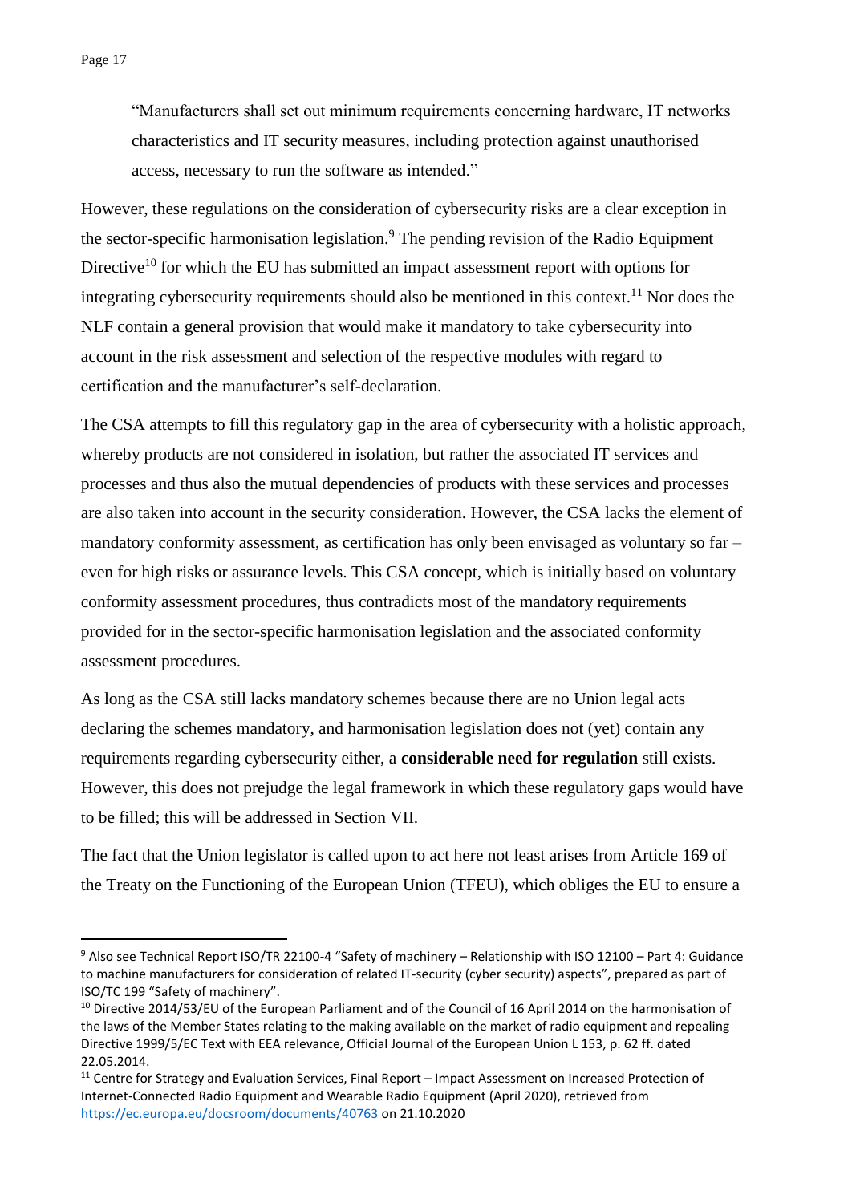> "Manufacturers shall set out minimum requirements concerning hardware, IT networks characteristics and IT security measures, including protection against unauthorised access, necessary to run the software as intended."

However, these regulations on the consideration of cybersecurity risks are a clear exception in the sector-specific harmonisation legislation.[9] The pending revision of the Radio Equipment Directive[10] for which the EU has submitted an impact assessment report with options for integrating cybersecurity requirements should also be mentioned in this context.[11] Nor does the NLF contain a general provision that would make it mandatory to take cybersecurity into account in the risk assessment and selection of the respective modules with regard to certification and the manufacturer's self-declaration.

The CSA attempts to fill this regulatory gap in the area of cybersecurity with a holistic approach, whereby products are not considered in isolation, but rather the associated IT services and processes and thus also the mutual dependencies of products with these services and processes are also taken into account in the security consideration. However, the CSA lacks the element of mandatory conformity assessment, as certification has only been envisaged as voluntary so far – even for high risks or assurance levels. This CSA concept, which is initially based on voluntary conformity assessment procedures, thus contradicts most of the mandatory requirements provided for in the sector-specific harmonisation legislation and the associated conformity assessment procedures.

As long as the CSA still lacks mandatory schemes because there are no Union legal acts declaring the schemes mandatory, and harmonisation legislation does not (yet) contain any requirements regarding cybersecurity either, a **considerable need for regulation** still exists. However, this does not prejudge the legal framework in which these regulatory gaps would have to be filled; this will be addressed in Section VII.

The fact that the Union legislator is called upon to act here not least arises from Article 169 of the Treaty on the Functioning of the European Union (TFEU), which obliges the EU to ensure a

---

[9] Also see Technical Report ISO/TR 22100-4 "Safety of machinery – Relationship with ISO 12100 – Part 4: Guidance to machine manufacturers for consideration of related IT-security (cyber security) aspects", prepared as part of ISO/TC 199 "Safety of machinery".

[10] Directive 2014/53/EU of the European Parliament and of the Council of 16 April 2014 on the harmonisation of the laws of the Member States relating to the making available on the market of radio equipment and repealing Directive 1999/5/EC Text with EEA relevance, Official Journal of the European Union L 153, p. 62 ff. dated 22.05.2014.

[11] Centre for Strategy and Evaluation Services, Final Report – Impact Assessment on Increased Protection of Internet-Connected Radio Equipment and Wearable Radio Equipment (April 2020), retrieved from https://ec.europa.eu/docsroom/documents/40763 on 21.10.2020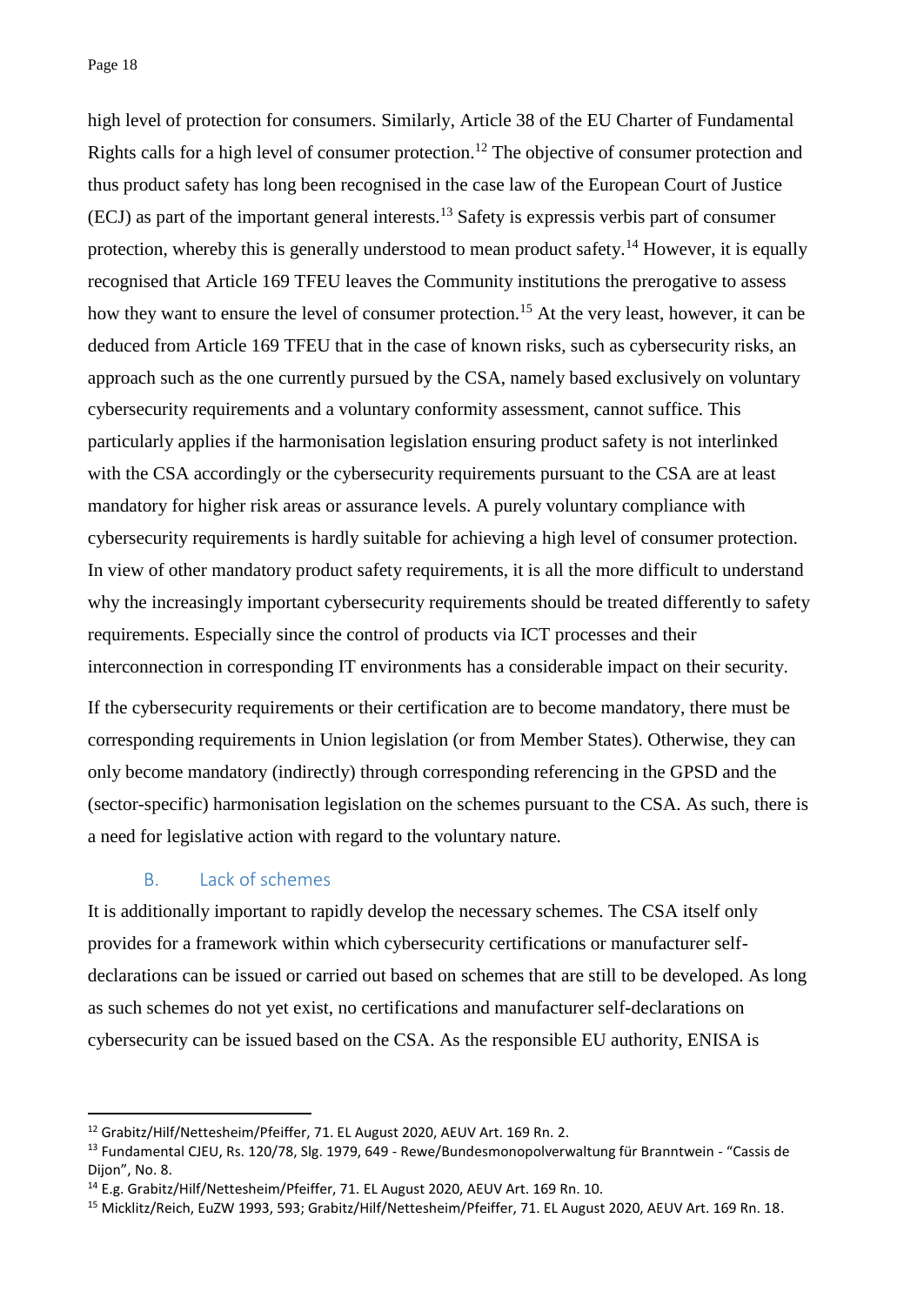high level of protection for consumers. Similarly, Article 38 of the EU Charter of Fundamental Rights calls for a high level of consumer protection.[12] The objective of consumer protection and thus product safety has long been recognised in the case law of the European Court of Justice (ECJ) as part of the important general interests.[13] Safety is expressis verbis part of consumer protection, whereby this is generally understood to mean product safety.[14] However, it is equally recognised that Article 169 TFEU leaves the Community institutions the prerogative to assess how they want to ensure the level of consumer protection.[15] At the very least, however, it can be deduced from Article 169 TFEU that in the case of known risks, such as cybersecurity risks, an approach such as the one currently pursued by the CSA, namely based exclusively on voluntary cybersecurity requirements and a voluntary conformity assessment, cannot suffice. This particularly applies if the harmonisation legislation ensuring product safety is not interlinked with the CSA accordingly or the cybersecurity requirements pursuant to the CSA are at least mandatory for higher risk areas or assurance levels. A purely voluntary compliance with cybersecurity requirements is hardly suitable for achieving a high level of consumer protection. In view of other mandatory product safety requirements, it is all the more difficult to understand why the increasingly important cybersecurity requirements should be treated differently to safety requirements. Especially since the control of products via ICT processes and their interconnection in corresponding IT environments has a considerable impact on their security.

If the cybersecurity requirements or their certification are to become mandatory, there must be corresponding requirements in Union legislation (or from Member States). Otherwise, they can only become mandatory (indirectly) through corresponding referencing in the GPSD and the (sector-specific) harmonisation legislation on the schemes pursuant to the CSA. As such, there is a need for legislative action with regard to the voluntary nature.

### B. Lack of schemes

It is additionally important to rapidly develop the necessary schemes. The CSA itself only provides for a framework within which cybersecurity certifications or manufacturer self-declarations can be issued or carried out based on schemes that are still to be developed. As long as such schemes do not yet exist, no certifications and manufacturer self-declarations on cybersecurity can be issued based on the CSA. As the responsible EU authority, ENISA is

---

[12] Grabitz/Hilf/Nettesheim/Pfeiffer, 71. EL August 2020, AEUV Art. 169 Rn. 2.

[13] Fundamental CJEU, Rs. 120/78, Slg. 1979, 649 - Rewe/Bundesmonopolverwaltung für Branntwein - "Cassis de Dijon", No. 8.

[14] E.g. Grabitz/Hilf/Nettesheim/Pfeiffer, 71. EL August 2020, AEUV Art. 169 Rn. 10.

[15] Micklitz/Reich, EuZW 1993, 593; Grabitz/Hilf/Nettesheim/Pfeiffer, 71. EL August 2020, AEUV Art. 169 Rn. 18.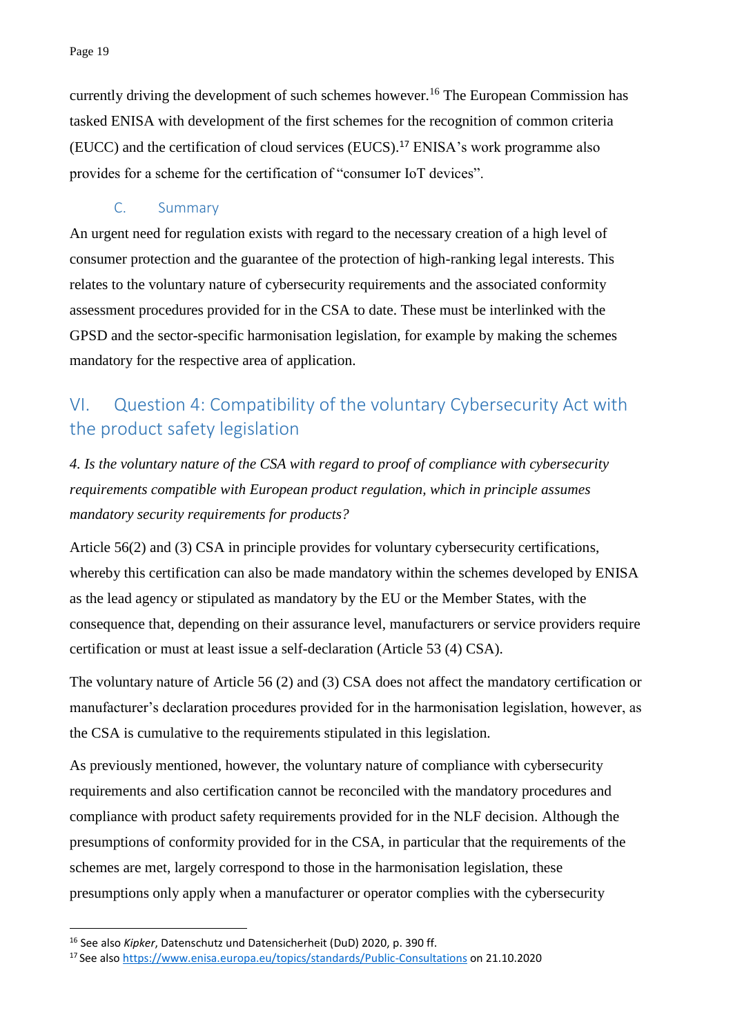currently driving the development of such schemes however.[16] The European Commission has tasked ENISA with development of the first schemes for the recognition of common criteria (EUCC) and the certification of cloud services (EUCS).[17] ENISA's work programme also provides for a scheme for the certification of "consumer IoT devices".

### C. Summary

An urgent need for regulation exists with regard to the necessary creation of a high level of consumer protection and the guarantee of the protection of high-ranking legal interests. This relates to the voluntary nature of cybersecurity requirements and the associated conformity assessment procedures provided for in the CSA to date. These must be interlinked with the GPSD and the sector-specific harmonisation legislation, for example by making the schemes mandatory for the respective area of application.

## VI. Question 4: Compatibility of the voluntary Cybersecurity Act with the product safety legislation

*4. Is the voluntary nature of the CSA with regard to proof of compliance with cybersecurity requirements compatible with European product regulation, which in principle assumes mandatory security requirements for products?*

Article 56(2) and (3) CSA in principle provides for voluntary cybersecurity certifications, whereby this certification can also be made mandatory within the schemes developed by ENISA as the lead agency or stipulated as mandatory by the EU or the Member States, with the consequence that, depending on their assurance level, manufacturers or service providers require certification or must at least issue a self-declaration (Article 53 (4) CSA).

The voluntary nature of Article 56 (2) and (3) CSA does not affect the mandatory certification or manufacturer's declaration procedures provided for in the harmonisation legislation, however, as the CSA is cumulative to the requirements stipulated in this legislation.

As previously mentioned, however, the voluntary nature of compliance with cybersecurity requirements and also certification cannot be reconciled with the mandatory procedures and compliance with product safety requirements provided for in the NLF decision. Although the presumptions of conformity provided for in the CSA, in particular that the requirements of the schemes are met, largely correspond to those in the harmonisation legislation, these presumptions only apply when a manufacturer or operator complies with the cybersecurity

---

[16] See also *Kipker*, Datenschutz und Datensicherheit (DuD) 2020, p. 390 ff.

[17] See also https://www.enisa.europa.eu/topics/standards/Public-Consultations on 21.10.2020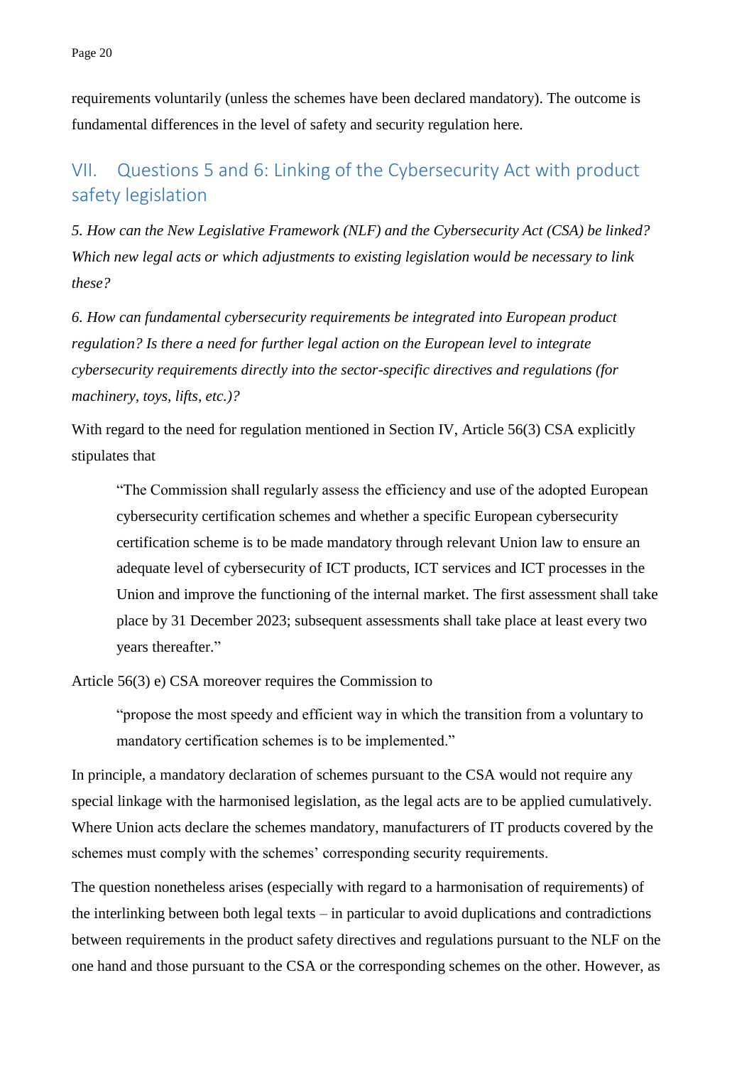requirements voluntarily (unless the schemes have been declared mandatory). The outcome is fundamental differences in the level of safety and security regulation here.

## VII. Questions 5 and 6: Linking of the Cybersecurity Act with product safety legislation

*5. How can the New Legislative Framework (NLF) and the Cybersecurity Act (CSA) be linked? Which new legal acts or which adjustments to existing legislation would be necessary to link these?*

*6. How can fundamental cybersecurity requirements be integrated into European product regulation? Is there a need for further legal action on the European level to integrate cybersecurity requirements directly into the sector-specific directives and regulations (for machinery, toys, lifts, etc.)?*

With regard to the need for regulation mentioned in Section IV, Article 56(3) CSA explicitly stipulates that

> "The Commission shall regularly assess the efficiency and use of the adopted European cybersecurity certification schemes and whether a specific European cybersecurity certification scheme is to be made mandatory through relevant Union law to ensure an adequate level of cybersecurity of ICT products, ICT services and ICT processes in the Union and improve the functioning of the internal market. The first assessment shall take place by 31 December 2023; subsequent assessments shall take place at least every two years thereafter."

Article 56(3) e) CSA moreover requires the Commission to

> "propose the most speedy and efficient way in which the transition from a voluntary to mandatory certification schemes is to be implemented."

In principle, a mandatory declaration of schemes pursuant to the CSA would not require any special linkage with the harmonised legislation, as the legal acts are to be applied cumulatively. Where Union acts declare the schemes mandatory, manufacturers of IT products covered by the schemes must comply with the schemes' corresponding security requirements.

The question nonetheless arises (especially with regard to a harmonisation of requirements) of the interlinking between both legal texts – in particular to avoid duplications and contradictions between requirements in the product safety directives and regulations pursuant to the NLF on the one hand and those pursuant to the CSA or the corresponding schemes on the other. However, as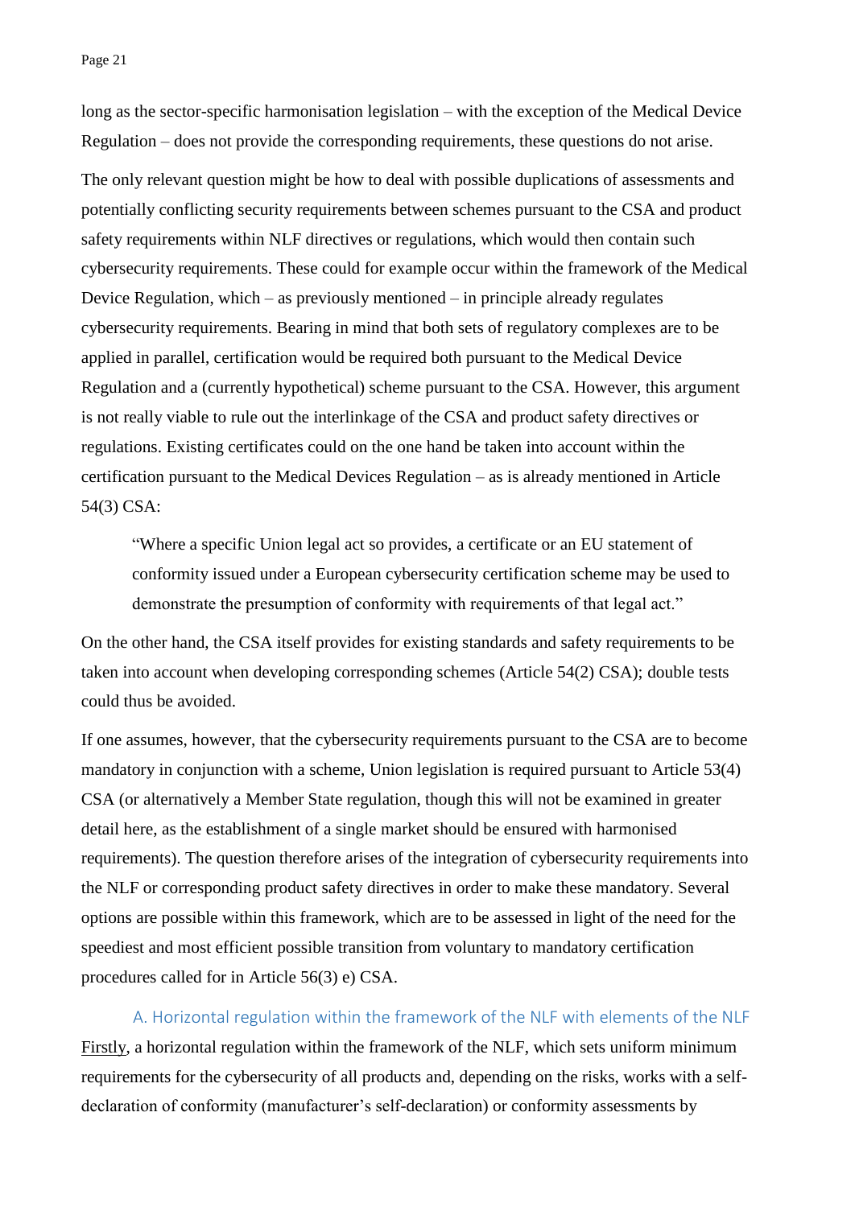long as the sector-specific harmonisation legislation – with the exception of the Medical Device Regulation – does not provide the corresponding requirements, these questions do not arise.

The only relevant question might be how to deal with possible duplications of assessments and potentially conflicting security requirements between schemes pursuant to the CSA and product safety requirements within NLF directives or regulations, which would then contain such cybersecurity requirements. These could for example occur within the framework of the Medical Device Regulation, which – as previously mentioned – in principle already regulates cybersecurity requirements. Bearing in mind that both sets of regulatory complexes are to be applied in parallel, certification would be required both pursuant to the Medical Device Regulation and a (currently hypothetical) scheme pursuant to the CSA. However, this argument is not really viable to rule out the interlinkage of the CSA and product safety directives or regulations. Existing certificates could on the one hand be taken into account within the certification pursuant to the Medical Devices Regulation – as is already mentioned in Article 54(3) CSA:

> "Where a specific Union legal act so provides, a certificate or an EU statement of conformity issued under a European cybersecurity certification scheme may be used to demonstrate the presumption of conformity with requirements of that legal act."

On the other hand, the CSA itself provides for existing standards and safety requirements to be taken into account when developing corresponding schemes (Article 54(2) CSA); double tests could thus be avoided.

If one assumes, however, that the cybersecurity requirements pursuant to the CSA are to become mandatory in conjunction with a scheme, Union legislation is required pursuant to Article 53(4) CSA (or alternatively a Member State regulation, though this will not be examined in greater detail here, as the establishment of a single market should be ensured with harmonised requirements). The question therefore arises of the integration of cybersecurity requirements into the NLF or corresponding product safety directives in order to make these mandatory. Several options are possible within this framework, which are to be assessed in light of the need for the speediest and most efficient possible transition from voluntary to mandatory certification procedures called for in Article 56(3) e) CSA.

### A. Horizontal regulation within the framework of the NLF with elements of the NLF

Firstly, a horizontal regulation within the framework of the NLF, which sets uniform minimum requirements for the cybersecurity of all products and, depending on the risks, works with a self-declaration of conformity (manufacturer's self-declaration) or conformity assessments by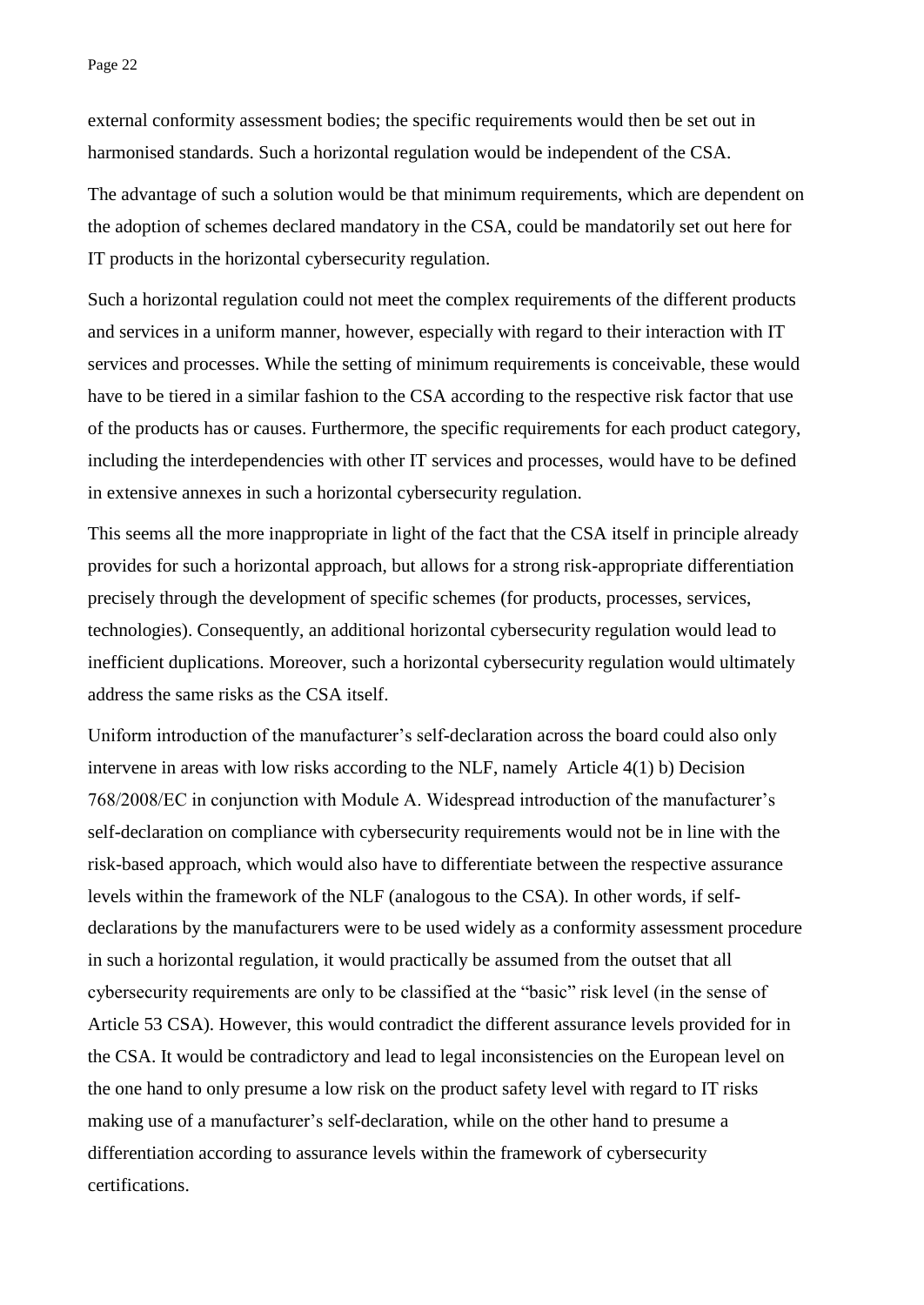external conformity assessment bodies; the specific requirements would then be set out in harmonised standards. Such a horizontal regulation would be independent of the CSA.

The advantage of such a solution would be that minimum requirements, which are dependent on the adoption of schemes declared mandatory in the CSA, could be mandatorily set out here for IT products in the horizontal cybersecurity regulation.

Such a horizontal regulation could not meet the complex requirements of the different products and services in a uniform manner, however, especially with regard to their interaction with IT services and processes. While the setting of minimum requirements is conceivable, these would have to be tiered in a similar fashion to the CSA according to the respective risk factor that use of the products has or causes. Furthermore, the specific requirements for each product category, including the interdependencies with other IT services and processes, would have to be defined in extensive annexes in such a horizontal cybersecurity regulation.

This seems all the more inappropriate in light of the fact that the CSA itself in principle already provides for such a horizontal approach, but allows for a strong risk-appropriate differentiation precisely through the development of specific schemes (for products, processes, services, technologies). Consequently, an additional horizontal cybersecurity regulation would lead to inefficient duplications. Moreover, such a horizontal cybersecurity regulation would ultimately address the same risks as the CSA itself.

Uniform introduction of the manufacturer's self-declaration across the board could also only intervene in areas with low risks according to the NLF, namely Article 4(1) b) Decision 768/2008/EC in conjunction with Module A. Widespread introduction of the manufacturer's self-declaration on compliance with cybersecurity requirements would not be in line with the risk-based approach, which would also have to differentiate between the respective assurance levels within the framework of the NLF (analogous to the CSA). In other words, if self-declarations by the manufacturers were to be used widely as a conformity assessment procedure in such a horizontal regulation, it would practically be assumed from the outset that all cybersecurity requirements are only to be classified at the "basic" risk level (in the sense of Article 53 CSA). However, this would contradict the different assurance levels provided for in the CSA. It would be contradictory and lead to legal inconsistencies on the European level on the one hand to only presume a low risk on the product safety level with regard to IT risks making use of a manufacturer's self-declaration, while on the other hand to presume a differentiation according to assurance levels within the framework of cybersecurity certifications.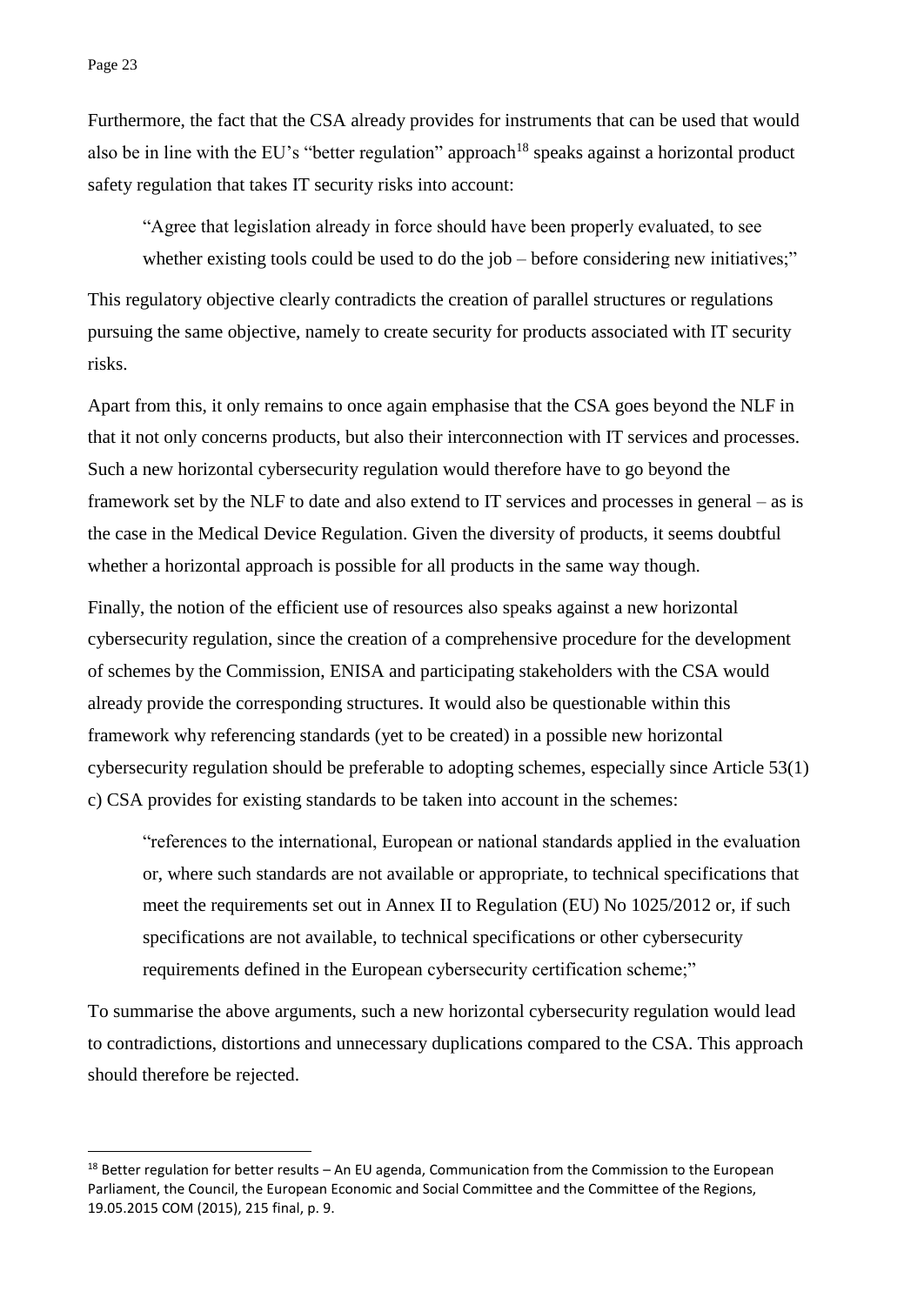Furthermore, the fact that the CSA already provides for instruments that can be used that would also be in line with the EU's "better regulation" approach[18] speaks against a horizontal product safety regulation that takes IT security risks into account:

> "Agree that legislation already in force should have been properly evaluated, to see whether existing tools could be used to do the job – before considering new initiatives;"

This regulatory objective clearly contradicts the creation of parallel structures or regulations pursuing the same objective, namely to create security for products associated with IT security risks.

Apart from this, it only remains to once again emphasise that the CSA goes beyond the NLF in that it not only concerns products, but also their interconnection with IT services and processes. Such a new horizontal cybersecurity regulation would therefore have to go beyond the framework set by the NLF to date and also extend to IT services and processes in general – as is the case in the Medical Device Regulation. Given the diversity of products, it seems doubtful whether a horizontal approach is possible for all products in the same way though.

Finally, the notion of the efficient use of resources also speaks against a new horizontal cybersecurity regulation, since the creation of a comprehensive procedure for the development of schemes by the Commission, ENISA and participating stakeholders with the CSA would already provide the corresponding structures. It would also be questionable within this framework why referencing standards (yet to be created) in a possible new horizontal cybersecurity regulation should be preferable to adopting schemes, especially since Article 53(1) c) CSA provides for existing standards to be taken into account in the schemes:

> "references to the international, European or national standards applied in the evaluation or, where such standards are not available or appropriate, to technical specifications that meet the requirements set out in Annex II to Regulation (EU) No 1025/2012 or, if such specifications are not available, to technical specifications or other cybersecurity requirements defined in the European cybersecurity certification scheme;"

To summarise the above arguments, such a new horizontal cybersecurity regulation would lead to contradictions, distortions and unnecessary duplications compared to the CSA. This approach should therefore be rejected.

---

[18] Better regulation for better results – An EU agenda, Communication from the Commission to the European Parliament, the Council, the European Economic and Social Committee and the Committee of the Regions, 19.05.2015 COM (2015), 215 final, p. 9.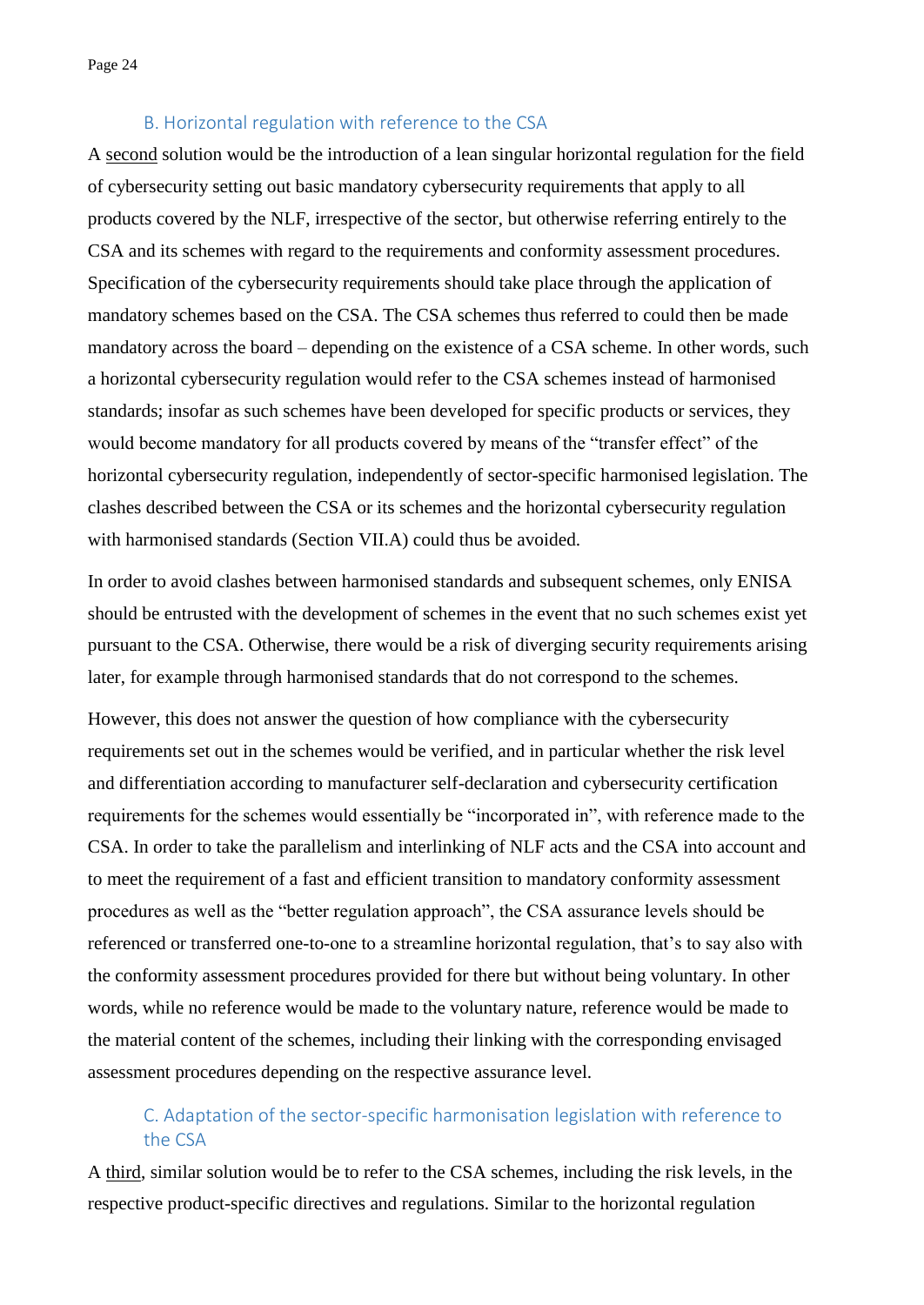### B. Horizontal regulation with reference to the CSA

A second solution would be the introduction of a lean singular horizontal regulation for the field of cybersecurity setting out basic mandatory cybersecurity requirements that apply to all products covered by the NLF, irrespective of the sector, but otherwise referring entirely to the CSA and its schemes with regard to the requirements and conformity assessment procedures. Specification of the cybersecurity requirements should take place through the application of mandatory schemes based on the CSA. The CSA schemes thus referred to could then be made mandatory across the board – depending on the existence of a CSA scheme. In other words, such a horizontal cybersecurity regulation would refer to the CSA schemes instead of harmonised standards; insofar as such schemes have been developed for specific products or services, they would become mandatory for all products covered by means of the "transfer effect" of the horizontal cybersecurity regulation, independently of sector-specific harmonised legislation. The clashes described between the CSA or its schemes and the horizontal cybersecurity regulation with harmonised standards (Section VII.A) could thus be avoided.

In order to avoid clashes between harmonised standards and subsequent schemes, only ENISA should be entrusted with the development of schemes in the event that no such schemes exist yet pursuant to the CSA. Otherwise, there would be a risk of diverging security requirements arising later, for example through harmonised standards that do not correspond to the schemes.

However, this does not answer the question of how compliance with the cybersecurity requirements set out in the schemes would be verified, and in particular whether the risk level and differentiation according to manufacturer self-declaration and cybersecurity certification requirements for the schemes would essentially be "incorporated in", with reference made to the CSA. In order to take the parallelism and interlinking of NLF acts and the CSA into account and to meet the requirement of a fast and efficient transition to mandatory conformity assessment procedures as well as the "better regulation approach", the CSA assurance levels should be referenced or transferred one-to-one to a streamline horizontal regulation, that's to say also with the conformity assessment procedures provided for there but without being voluntary. In other words, while no reference would be made to the voluntary nature, reference would be made to the material content of the schemes, including their linking with the corresponding envisaged assessment procedures depending on the respective assurance level.

### C. Adaptation of the sector-specific harmonisation legislation with reference to the CSA

A third, similar solution would be to refer to the CSA schemes, including the risk levels, in the respective product-specific directives and regulations. Similar to the horizontal regulation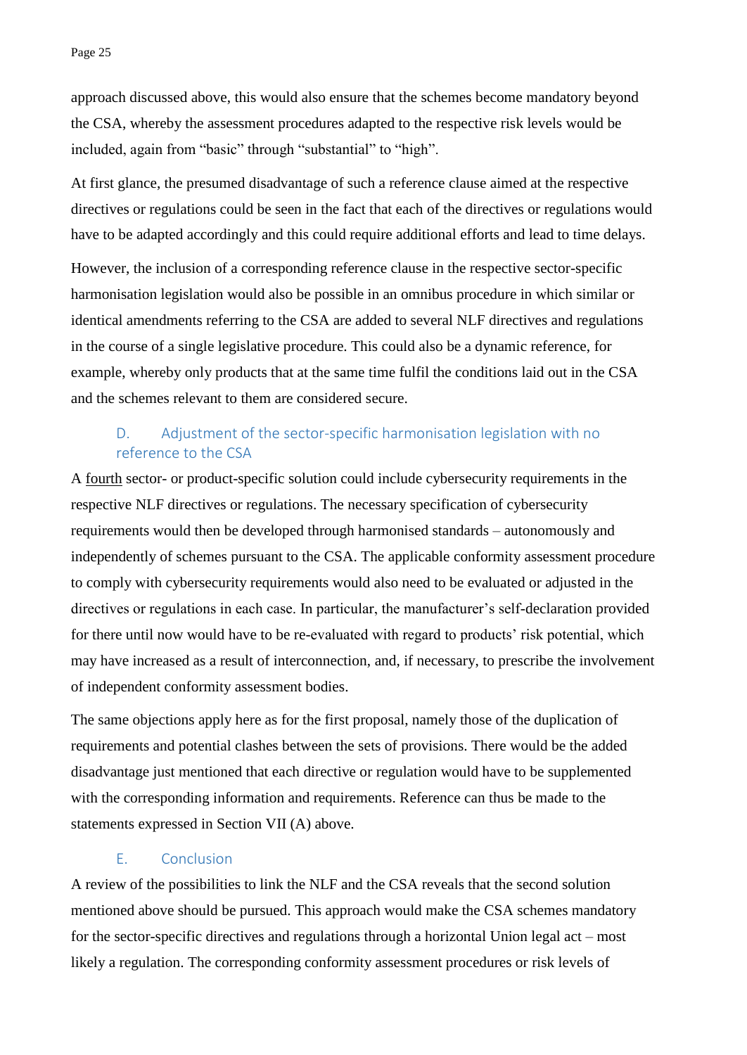approach discussed above, this would also ensure that the schemes become mandatory beyond the CSA, whereby the assessment procedures adapted to the respective risk levels would be included, again from "basic" through "substantial" to "high".

At first glance, the presumed disadvantage of such a reference clause aimed at the respective directives or regulations could be seen in the fact that each of the directives or regulations would have to be adapted accordingly and this could require additional efforts and lead to time delays.

However, the inclusion of a corresponding reference clause in the respective sector-specific harmonisation legislation would also be possible in an omnibus procedure in which similar or identical amendments referring to the CSA are added to several NLF directives and regulations in the course of a single legislative procedure. This could also be a dynamic reference, for example, whereby only products that at the same time fulfil the conditions laid out in the CSA and the schemes relevant to them are considered secure.

### D. Adjustment of the sector-specific harmonisation legislation with no reference to the CSA

A fourth sector- or product-specific solution could include cybersecurity requirements in the respective NLF directives or regulations. The necessary specification of cybersecurity requirements would then be developed through harmonised standards – autonomously and independently of schemes pursuant to the CSA. The applicable conformity assessment procedure to comply with cybersecurity requirements would also need to be evaluated or adjusted in the directives or regulations in each case. In particular, the manufacturer's self-declaration provided for there until now would have to be re-evaluated with regard to products' risk potential, which may have increased as a result of interconnection, and, if necessary, to prescribe the involvement of independent conformity assessment bodies.

The same objections apply here as for the first proposal, namely those of the duplication of requirements and potential clashes between the sets of provisions. There would be the added disadvantage just mentioned that each directive or regulation would have to be supplemented with the corresponding information and requirements. Reference can thus be made to the statements expressed in Section VII (A) above.

### E. Conclusion

A review of the possibilities to link the NLF and the CSA reveals that the second solution mentioned above should be pursued. This approach would make the CSA schemes mandatory for the sector-specific directives and regulations through a horizontal Union legal act – most likely a regulation. The corresponding conformity assessment procedures or risk levels of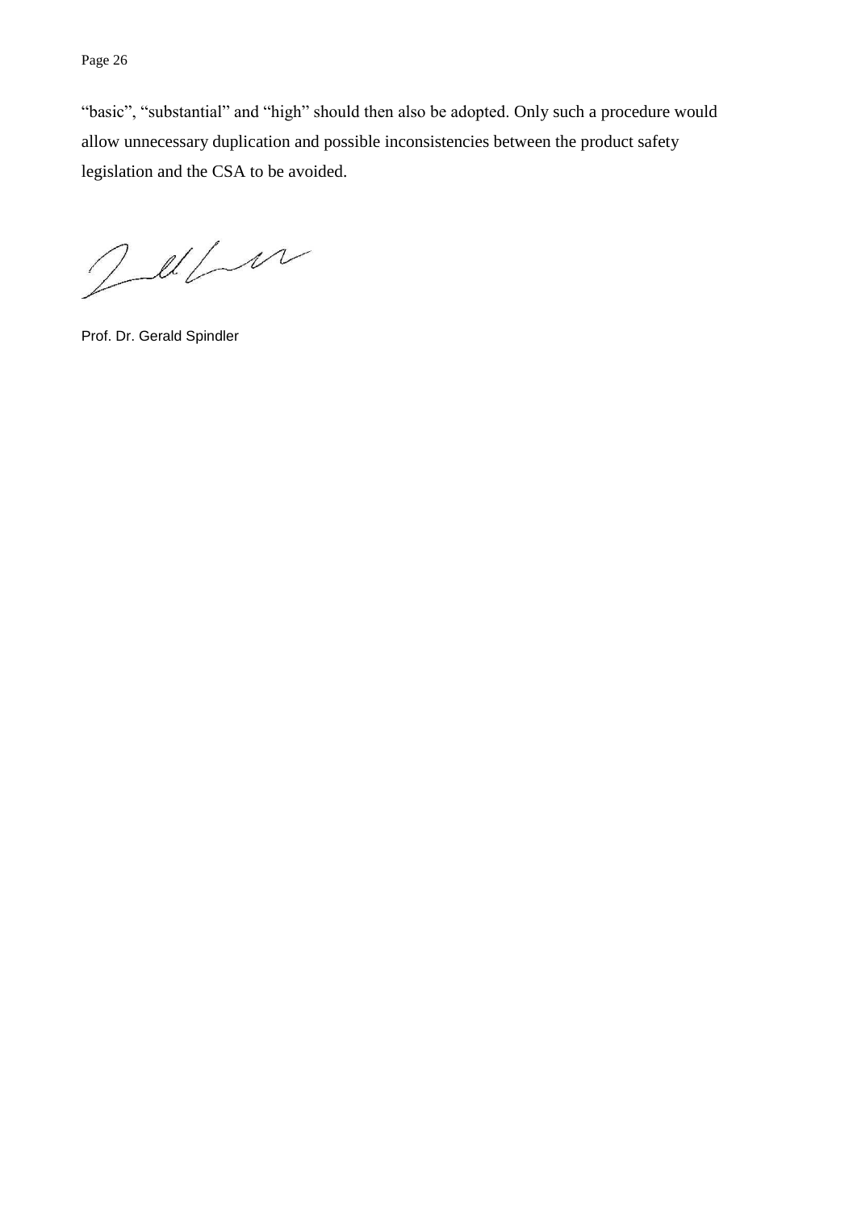"basic", "substantial" and "high" should then also be adopted. Only such a procedure would allow unnecessary duplication and possible inconsistencies between the product safety legislation and the CSA to be avoided.

Prof. Dr. Gerald Spindler